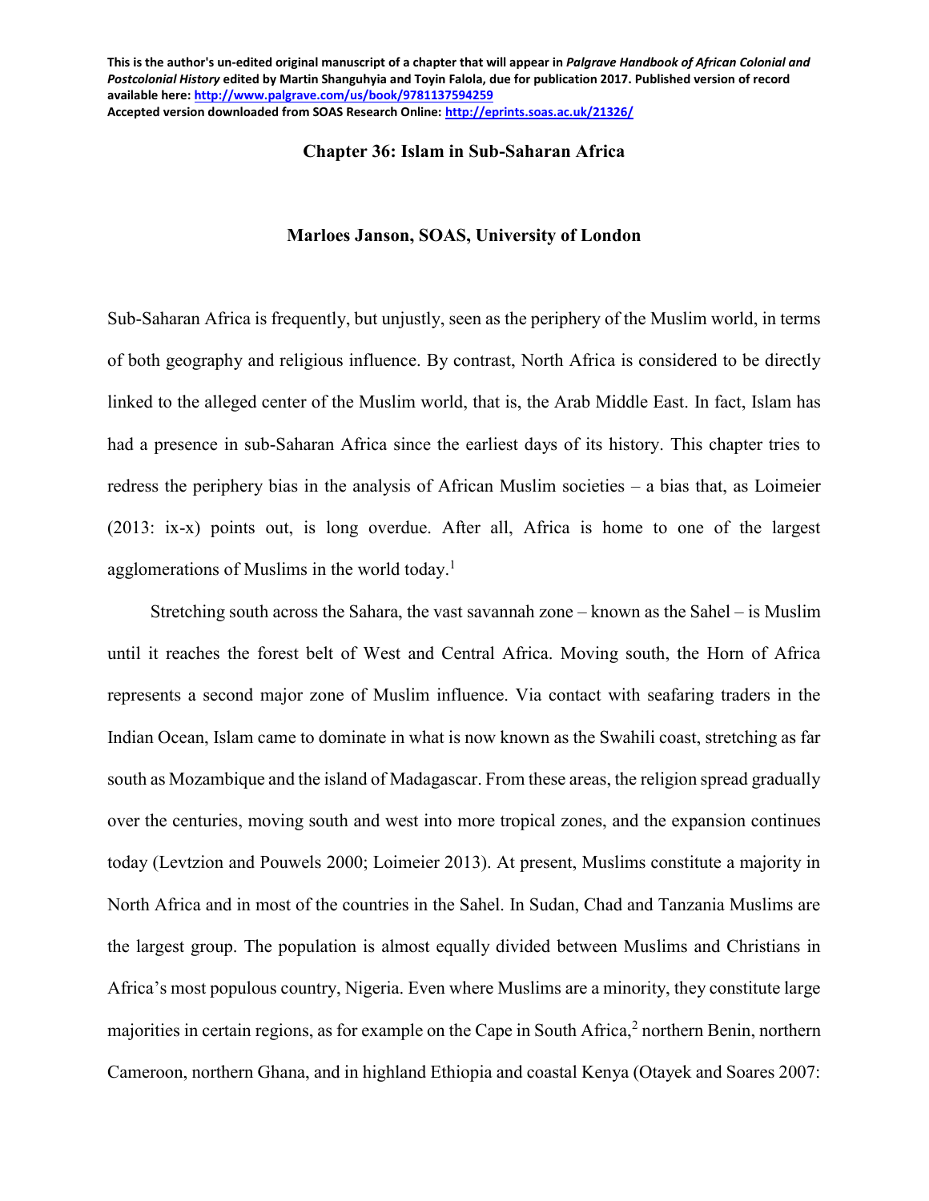**This is the author's un-edited original manuscript of a chapter that will appear in *Palgrave Handbook of African Colonial and Postcolonial History* edited by Martin Shanguhyia and Toyin Falola, due for publication 2017. Published version of record available here: http://www.palgrave.com/us/book/9781137594259**
**Accepted version downloaded from SOAS Research Online: http://eprints.soas.ac.uk/21326/**

# Chapter 36: Islam in Sub-Saharan Africa

**Marloes Janson, SOAS, University of London**

Sub-Saharan Africa is frequently, but unjustly, seen as the periphery of the Muslim world, in terms of both geography and religious influence. By contrast, North Africa is considered to be directly linked to the alleged center of the Muslim world, that is, the Arab Middle East. In fact, Islam has had a presence in sub-Saharan Africa since the earliest days of its history. This chapter tries to redress the periphery bias in the analysis of African Muslim societies – a bias that, as Loimeier (2013: ix-x) points out, is long overdue. After all, Africa is home to one of the largest agglomerations of Muslims in the world today.[1]

Stretching south across the Sahara, the vast savannah zone – known as the Sahel – is Muslim until it reaches the forest belt of West and Central Africa. Moving south, the Horn of Africa represents a second major zone of Muslim influence. Via contact with seafaring traders in the Indian Ocean, Islam came to dominate in what is now known as the Swahili coast, stretching as far south as Mozambique and the island of Madagascar. From these areas, the religion spread gradually over the centuries, moving south and west into more tropical zones, and the expansion continues today (Levtzion and Pouwels 2000; Loimeier 2013). At present, Muslims constitute a majority in North Africa and in most of the countries in the Sahel. In Sudan, Chad and Tanzania Muslims are the largest group. The population is almost equally divided between Muslims and Christians in Africa's most populous country, Nigeria. Even where Muslims are a minority, they constitute large majorities in certain regions, as for example on the Cape in South Africa,[2] northern Benin, northern Cameroon, northern Ghana, and in highland Ethiopia and coastal Kenya (Otayek and Soares 2007: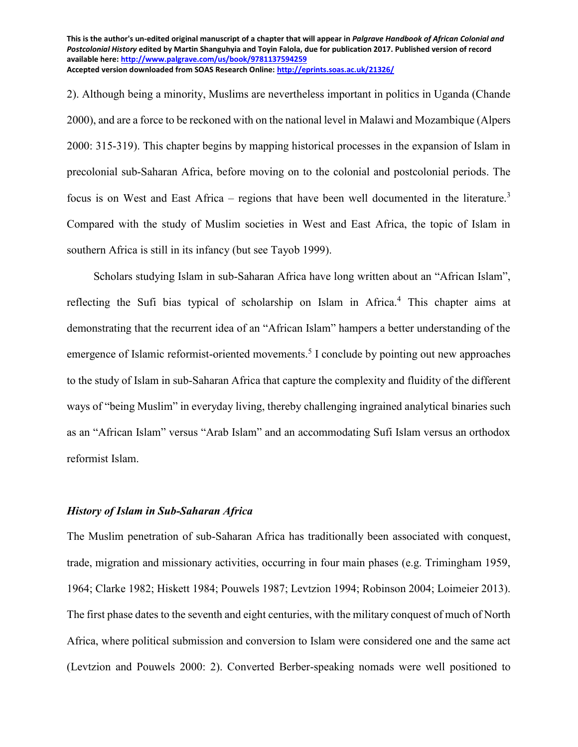2). Although being a minority, Muslims are nevertheless important in politics in Uganda (Chande 2000), and are a force to be reckoned with on the national level in Malawi and Mozambique (Alpers 2000: 315-319). This chapter begins by mapping historical processes in the expansion of Islam in precolonial sub-Saharan Africa, before moving on to the colonial and postcolonial periods. The focus is on West and East Africa – regions that have been well documented in the literature.[3] Compared with the study of Muslim societies in West and East Africa, the topic of Islam in southern Africa is still in its infancy (but see Tayob 1999).

Scholars studying Islam in sub-Saharan Africa have long written about an "African Islam", reflecting the Sufi bias typical of scholarship on Islam in Africa.[4] This chapter aims at demonstrating that the recurrent idea of an "African Islam" hampers a better understanding of the emergence of Islamic reformist-oriented movements.[5] I conclude by pointing out new approaches to the study of Islam in sub-Saharan Africa that capture the complexity and fluidity of the different ways of "being Muslim" in everyday living, thereby challenging ingrained analytical binaries such as an "African Islam" versus "Arab Islam" and an accommodating Sufi Islam versus an orthodox reformist Islam.

### *History of Islam in Sub-Saharan Africa*

The Muslim penetration of sub-Saharan Africa has traditionally been associated with conquest, trade, migration and missionary activities, occurring in four main phases (e.g. Trimingham 1959, 1964; Clarke 1982; Hiskett 1984; Pouwels 1987; Levtzion 1994; Robinson 2004; Loimeier 2013). The first phase dates to the seventh and eight centuries, with the military conquest of much of North Africa, where political submission and conversion to Islam were considered one and the same act (Levtzion and Pouwels 2000: 2). Converted Berber-speaking nomads were well positioned to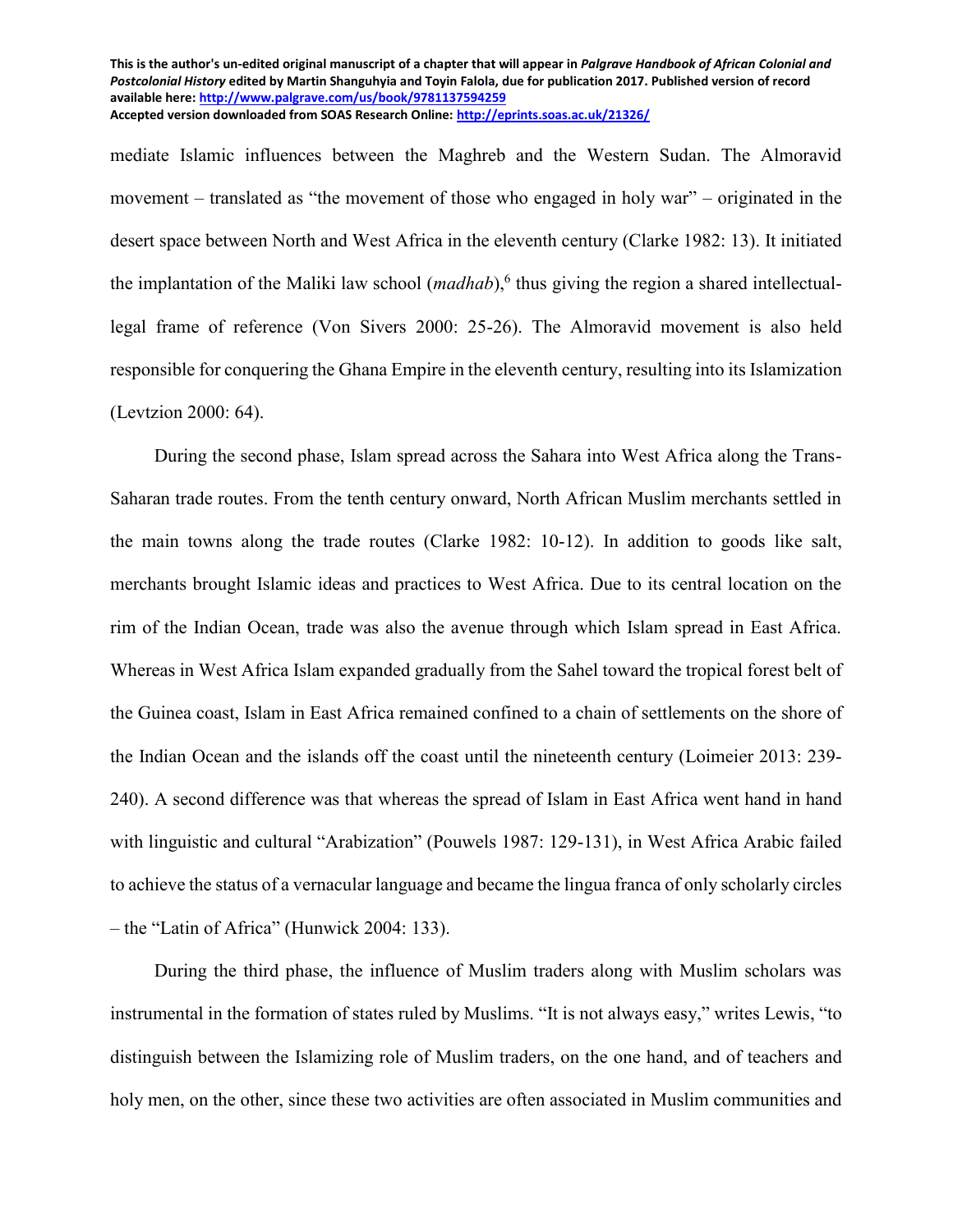mediate Islamic influences between the Maghreb and the Western Sudan. The Almoravid movement – translated as "the movement of those who engaged in holy war" – originated in the desert space between North and West Africa in the eleventh century (Clarke 1982: 13). It initiated the implantation of the Maliki law school (*madhab*),[6] thus giving the region a shared intellectual-legal frame of reference (Von Sivers 2000: 25-26). The Almoravid movement is also held responsible for conquering the Ghana Empire in the eleventh century, resulting into its Islamization (Levtzion 2000: 64).

During the second phase, Islam spread across the Sahara into West Africa along the Trans-Saharan trade routes. From the tenth century onward, North African Muslim merchants settled in the main towns along the trade routes (Clarke 1982: 10-12). In addition to goods like salt, merchants brought Islamic ideas and practices to West Africa. Due to its central location on the rim of the Indian Ocean, trade was also the avenue through which Islam spread in East Africa. Whereas in West Africa Islam expanded gradually from the Sahel toward the tropical forest belt of the Guinea coast, Islam in East Africa remained confined to a chain of settlements on the shore of the Indian Ocean and the islands off the coast until the nineteenth century (Loimeier 2013: 239-240). A second difference was that whereas the spread of Islam in East Africa went hand in hand with linguistic and cultural "Arabization" (Pouwels 1987: 129-131), in West Africa Arabic failed to achieve the status of a vernacular language and became the lingua franca of only scholarly circles – the "Latin of Africa" (Hunwick 2004: 133).

During the third phase, the influence of Muslim traders along with Muslim scholars was instrumental in the formation of states ruled by Muslims. "It is not always easy," writes Lewis, "to distinguish between the Islamizing role of Muslim traders, on the one hand, and of teachers and holy men, on the other, since these two activities are often associated in Muslim communities and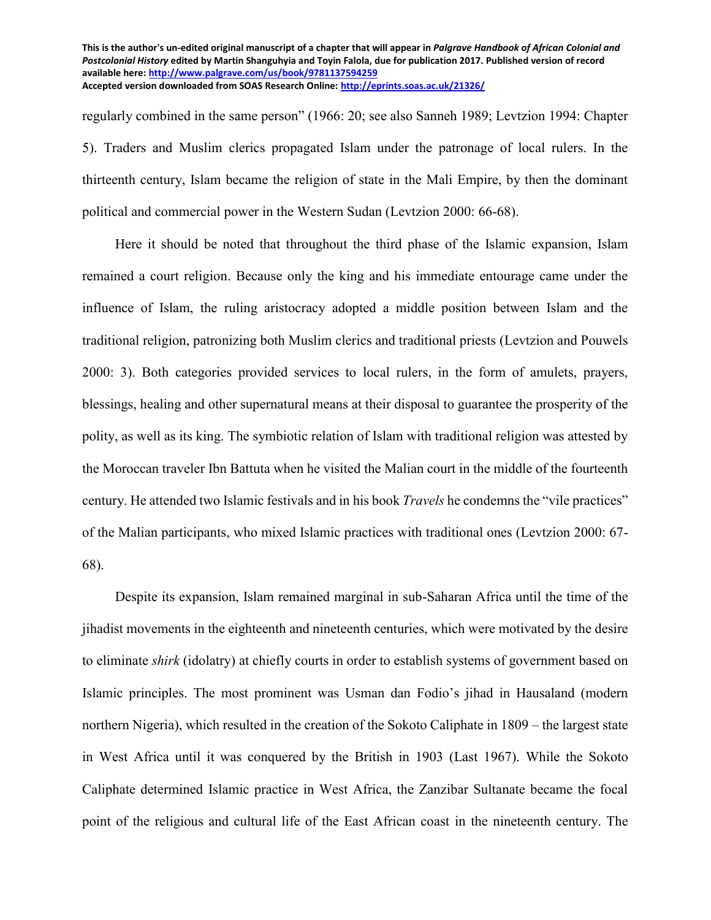regularly combined in the same person" (1966: 20; see also Sanneh 1989; Levtzion 1994: Chapter 5). Traders and Muslim clerics propagated Islam under the patronage of local rulers. In the thirteenth century, Islam became the religion of state in the Mali Empire, by then the dominant political and commercial power in the Western Sudan (Levtzion 2000: 66-68).

Here it should be noted that throughout the third phase of the Islamic expansion, Islam remained a court religion. Because only the king and his immediate entourage came under the influence of Islam, the ruling aristocracy adopted a middle position between Islam and the traditional religion, patronizing both Muslim clerics and traditional priests (Levtzion and Pouwels 2000: 3). Both categories provided services to local rulers, in the form of amulets, prayers, blessings, healing and other supernatural means at their disposal to guarantee the prosperity of the polity, as well as its king. The symbiotic relation of Islam with traditional religion was attested by the Moroccan traveler Ibn Battuta when he visited the Malian court in the middle of the fourteenth century. He attended two Islamic festivals and in his book *Travels* he condemns the "vile practices" of the Malian participants, who mixed Islamic practices with traditional ones (Levtzion 2000: 67-68).

Despite its expansion, Islam remained marginal in sub-Saharan Africa until the time of the jihadist movements in the eighteenth and nineteenth centuries, which were motivated by the desire to eliminate *shirk* (idolatry) at chiefly courts in order to establish systems of government based on Islamic principles. The most prominent was Usman dan Fodio's jihad in Hausaland (modern northern Nigeria), which resulted in the creation of the Sokoto Caliphate in 1809 – the largest state in West Africa until it was conquered by the British in 1903 (Last 1967). While the Sokoto Caliphate determined Islamic practice in West Africa, the Zanzibar Sultanate became the focal point of the religious and cultural life of the East African coast in the nineteenth century. The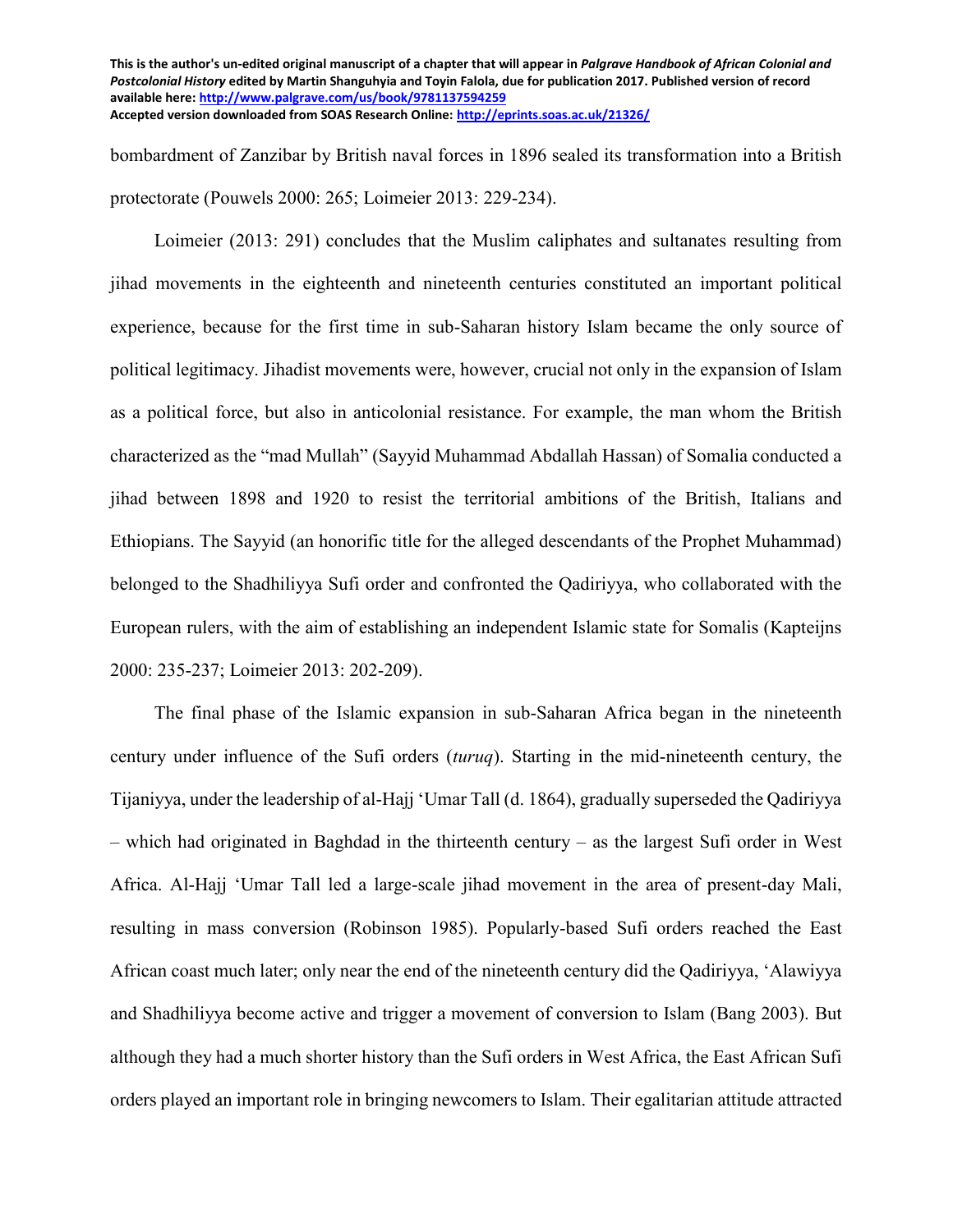bombardment of Zanzibar by British naval forces in 1896 sealed its transformation into a British protectorate (Pouwels 2000: 265; Loimeier 2013: 229-234).

Loimeier (2013: 291) concludes that the Muslim caliphates and sultanates resulting from jihad movements in the eighteenth and nineteenth centuries constituted an important political experience, because for the first time in sub-Saharan history Islam became the only source of political legitimacy. Jihadist movements were, however, crucial not only in the expansion of Islam as a political force, but also in anticolonial resistance. For example, the man whom the British characterized as the "mad Mullah" (Sayyid Muhammad Abdallah Hassan) of Somalia conducted a jihad between 1898 and 1920 to resist the territorial ambitions of the British, Italians and Ethiopians. The Sayyid (an honorific title for the alleged descendants of the Prophet Muhammad) belonged to the Shadhiliyya Sufi order and confronted the Qadiriyya, who collaborated with the European rulers, with the aim of establishing an independent Islamic state for Somalis (Kapteijns 2000: 235-237; Loimeier 2013: 202-209).

The final phase of the Islamic expansion in sub-Saharan Africa began in the nineteenth century under influence of the Sufi orders (*turuq*). Starting in the mid-nineteenth century, the Tijaniyya, under the leadership of al-Hajj 'Umar Tall (d. 1864), gradually superseded the Qadiriyya – which had originated in Baghdad in the thirteenth century – as the largest Sufi order in West Africa. Al-Hajj 'Umar Tall led a large-scale jihad movement in the area of present-day Mali, resulting in mass conversion (Robinson 1985). Popularly-based Sufi orders reached the East African coast much later; only near the end of the nineteenth century did the Qadiriyya, 'Alawiyya and Shadhiliyya become active and trigger a movement of conversion to Islam (Bang 2003). But although they had a much shorter history than the Sufi orders in West Africa, the East African Sufi orders played an important role in bringing newcomers to Islam. Their egalitarian attitude attracted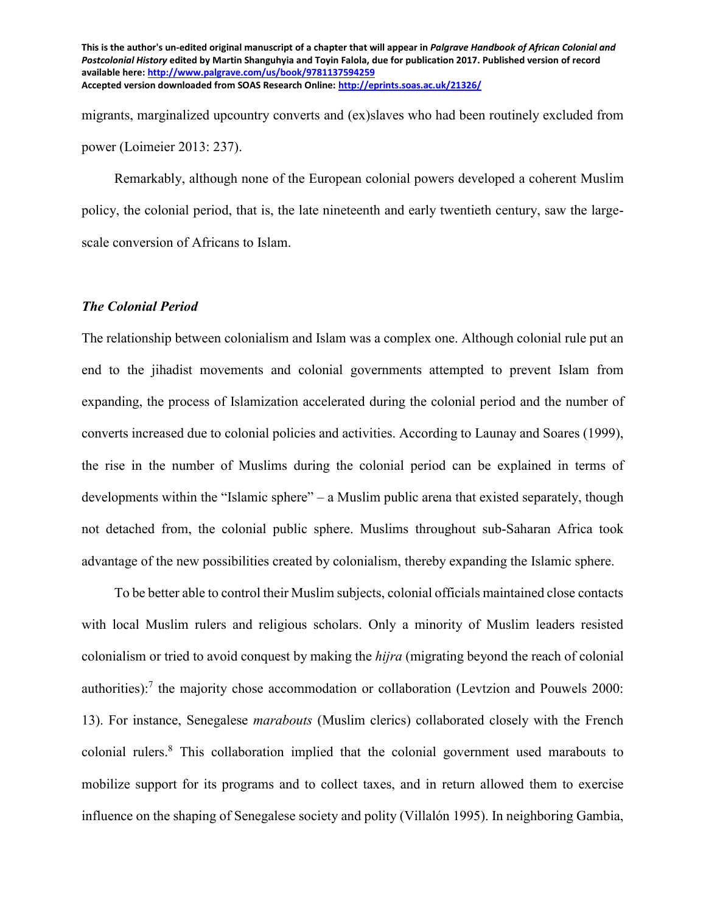migrants, marginalized upcountry converts and (ex)slaves who had been routinely excluded from power (Loimeier 2013: 237).

Remarkably, although none of the European colonial powers developed a coherent Muslim policy, the colonial period, that is, the late nineteenth and early twentieth century, saw the large-scale conversion of Africans to Islam.

### *The Colonial Period*

The relationship between colonialism and Islam was a complex one. Although colonial rule put an end to the jihadist movements and colonial governments attempted to prevent Islam from expanding, the process of Islamization accelerated during the colonial period and the number of converts increased due to colonial policies and activities. According to Launay and Soares (1999), the rise in the number of Muslims during the colonial period can be explained in terms of developments within the "Islamic sphere" – a Muslim public arena that existed separately, though not detached from, the colonial public sphere. Muslims throughout sub-Saharan Africa took advantage of the new possibilities created by colonialism, thereby expanding the Islamic sphere.

To be better able to control their Muslim subjects, colonial officials maintained close contacts with local Muslim rulers and religious scholars. Only a minority of Muslim leaders resisted colonialism or tried to avoid conquest by making the *hijra* (migrating beyond the reach of colonial authorities):[7] the majority chose accommodation or collaboration (Levtzion and Pouwels 2000: 13). For instance, Senegalese *marabouts* (Muslim clerics) collaborated closely with the French colonial rulers.[8] This collaboration implied that the colonial government used marabouts to mobilize support for its programs and to collect taxes, and in return allowed them to exercise influence on the shaping of Senegalese society and polity (Villalón 1995). In neighboring Gambia,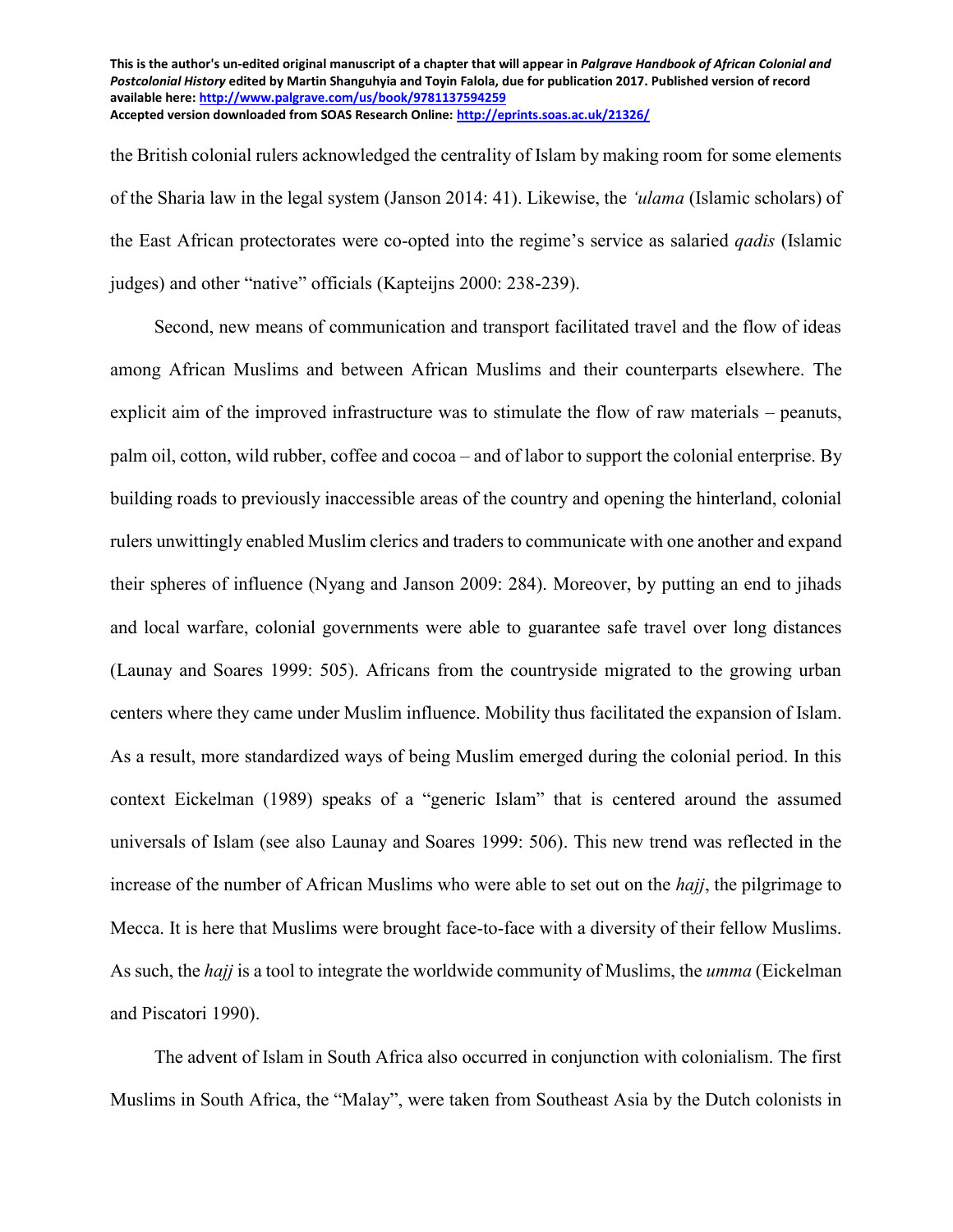the British colonial rulers acknowledged the centrality of Islam by making room for some elements of the Sharia law in the legal system (Janson 2014: 41). Likewise, the *'ulama* (Islamic scholars) of the East African protectorates were co-opted into the regime's service as salaried *qadis* (Islamic judges) and other "native" officials (Kapteijns 2000: 238-239).

Second, new means of communication and transport facilitated travel and the flow of ideas among African Muslims and between African Muslims and their counterparts elsewhere. The explicit aim of the improved infrastructure was to stimulate the flow of raw materials – peanuts, palm oil, cotton, wild rubber, coffee and cocoa – and of labor to support the colonial enterprise. By building roads to previously inaccessible areas of the country and opening the hinterland, colonial rulers unwittingly enabled Muslim clerics and traders to communicate with one another and expand their spheres of influence (Nyang and Janson 2009: 284). Moreover, by putting an end to jihads and local warfare, colonial governments were able to guarantee safe travel over long distances (Launay and Soares 1999: 505). Africans from the countryside migrated to the growing urban centers where they came under Muslim influence. Mobility thus facilitated the expansion of Islam. As a result, more standardized ways of being Muslim emerged during the colonial period. In this context Eickelman (1989) speaks of a "generic Islam" that is centered around the assumed universals of Islam (see also Launay and Soares 1999: 506). This new trend was reflected in the increase of the number of African Muslims who were able to set out on the *hajj*, the pilgrimage to Mecca. It is here that Muslims were brought face-to-face with a diversity of their fellow Muslims. As such, the *hajj* is a tool to integrate the worldwide community of Muslims, the *umma* (Eickelman and Piscatori 1990).

The advent of Islam in South Africa also occurred in conjunction with colonialism. The first Muslims in South Africa, the "Malay", were taken from Southeast Asia by the Dutch colonists in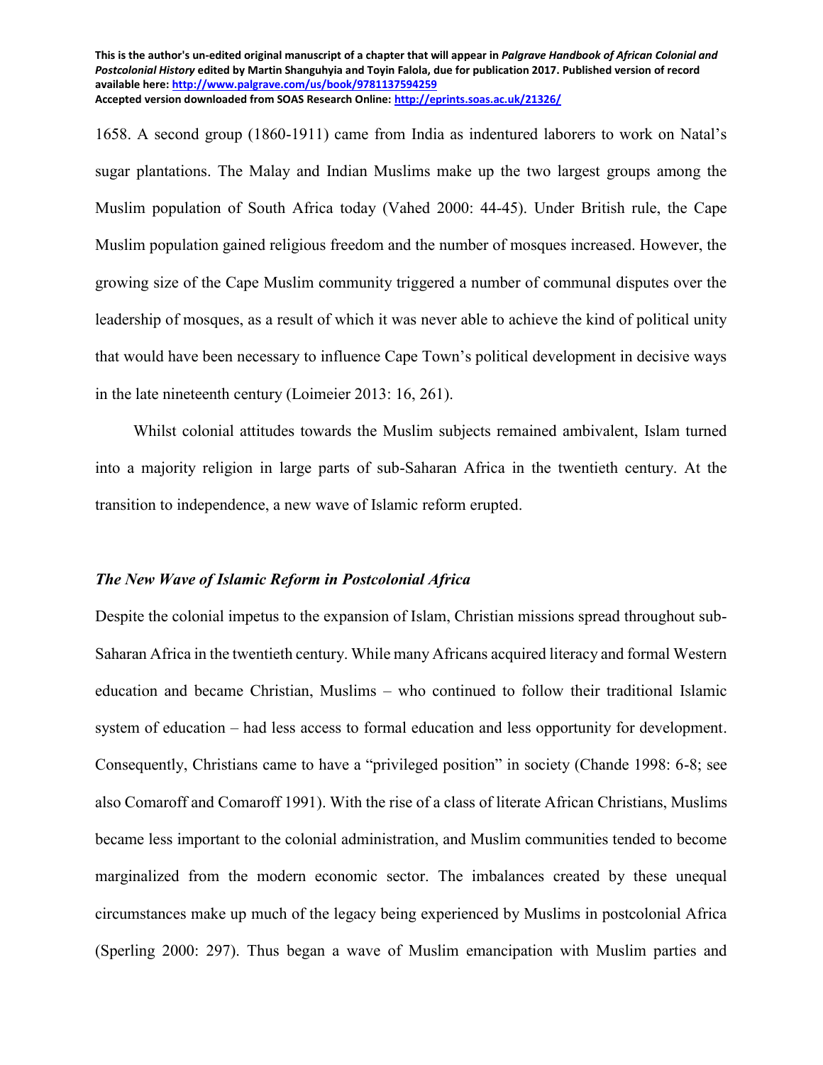1658. A second group (1860-1911) came from India as indentured laborers to work on Natal's sugar plantations. The Malay and Indian Muslims make up the two largest groups among the Muslim population of South Africa today (Vahed 2000: 44-45). Under British rule, the Cape Muslim population gained religious freedom and the number of mosques increased. However, the growing size of the Cape Muslim community triggered a number of communal disputes over the leadership of mosques, as a result of which it was never able to achieve the kind of political unity that would have been necessary to influence Cape Town's political development in decisive ways in the late nineteenth century (Loimeier 2013: 16, 261).

Whilst colonial attitudes towards the Muslim subjects remained ambivalent, Islam turned into a majority religion in large parts of sub-Saharan Africa in the twentieth century. At the transition to independence, a new wave of Islamic reform erupted.

### *The New Wave of Islamic Reform in Postcolonial Africa*

Despite the colonial impetus to the expansion of Islam, Christian missions spread throughout sub-Saharan Africa in the twentieth century. While many Africans acquired literacy and formal Western education and became Christian, Muslims – who continued to follow their traditional Islamic system of education – had less access to formal education and less opportunity for development. Consequently, Christians came to have a "privileged position" in society (Chande 1998: 6-8; see also Comaroff and Comaroff 1991). With the rise of a class of literate African Christians, Muslims became less important to the colonial administration, and Muslim communities tended to become marginalized from the modern economic sector. The imbalances created by these unequal circumstances make up much of the legacy being experienced by Muslims in postcolonial Africa (Sperling 2000: 297). Thus began a wave of Muslim emancipation with Muslim parties and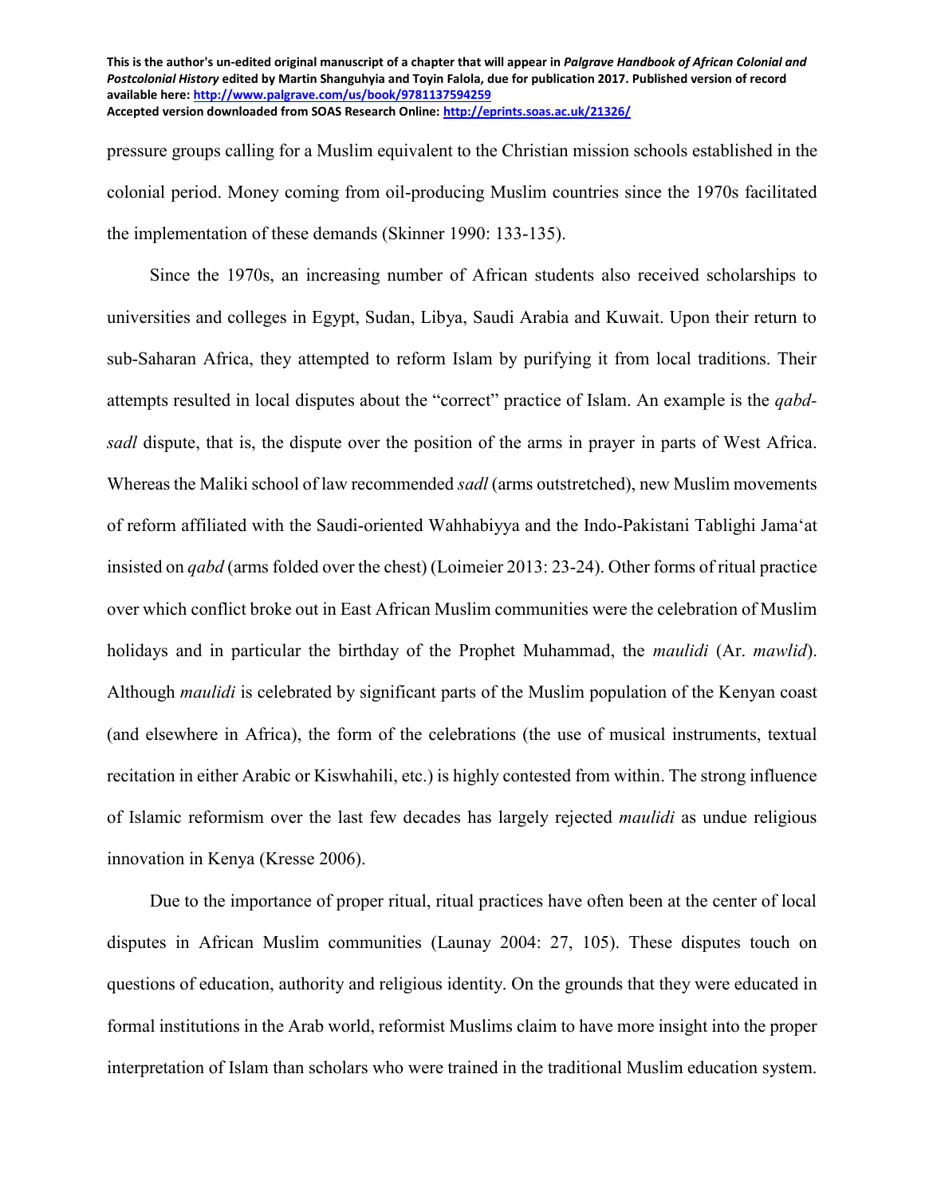pressure groups calling for a Muslim equivalent to the Christian mission schools established in the colonial period. Money coming from oil-producing Muslim countries since the 1970s facilitated the implementation of these demands (Skinner 1990: 133-135).

Since the 1970s, an increasing number of African students also received scholarships to universities and colleges in Egypt, Sudan, Libya, Saudi Arabia and Kuwait. Upon their return to sub-Saharan Africa, they attempted to reform Islam by purifying it from local traditions. Their attempts resulted in local disputes about the "correct" practice of Islam. An example is the *qabd-sadl* dispute, that is, the dispute over the position of the arms in prayer in parts of West Africa. Whereas the Maliki school of law recommended *sadl* (arms outstretched), new Muslim movements of reform affiliated with the Saudi-oriented Wahhabiyya and the Indo-Pakistani Tablighi Jama'at insisted on *qabd* (arms folded over the chest) (Loimeier 2013: 23-24). Other forms of ritual practice over which conflict broke out in East African Muslim communities were the celebration of Muslim holidays and in particular the birthday of the Prophet Muhammad, the *maulidi* (Ar. *mawlid*). Although *maulidi* is celebrated by significant parts of the Muslim population of the Kenyan coast (and elsewhere in Africa), the form of the celebrations (the use of musical instruments, textual recitation in either Arabic or Kiswhahili, etc.) is highly contested from within. The strong influence of Islamic reformism over the last few decades has largely rejected *maulidi* as undue religious innovation in Kenya (Kresse 2006).

Due to the importance of proper ritual, ritual practices have often been at the center of local disputes in African Muslim communities (Launay 2004: 27, 105). These disputes touch on questions of education, authority and religious identity. On the grounds that they were educated in formal institutions in the Arab world, reformist Muslims claim to have more insight into the proper interpretation of Islam than scholars who were trained in the traditional Muslim education system.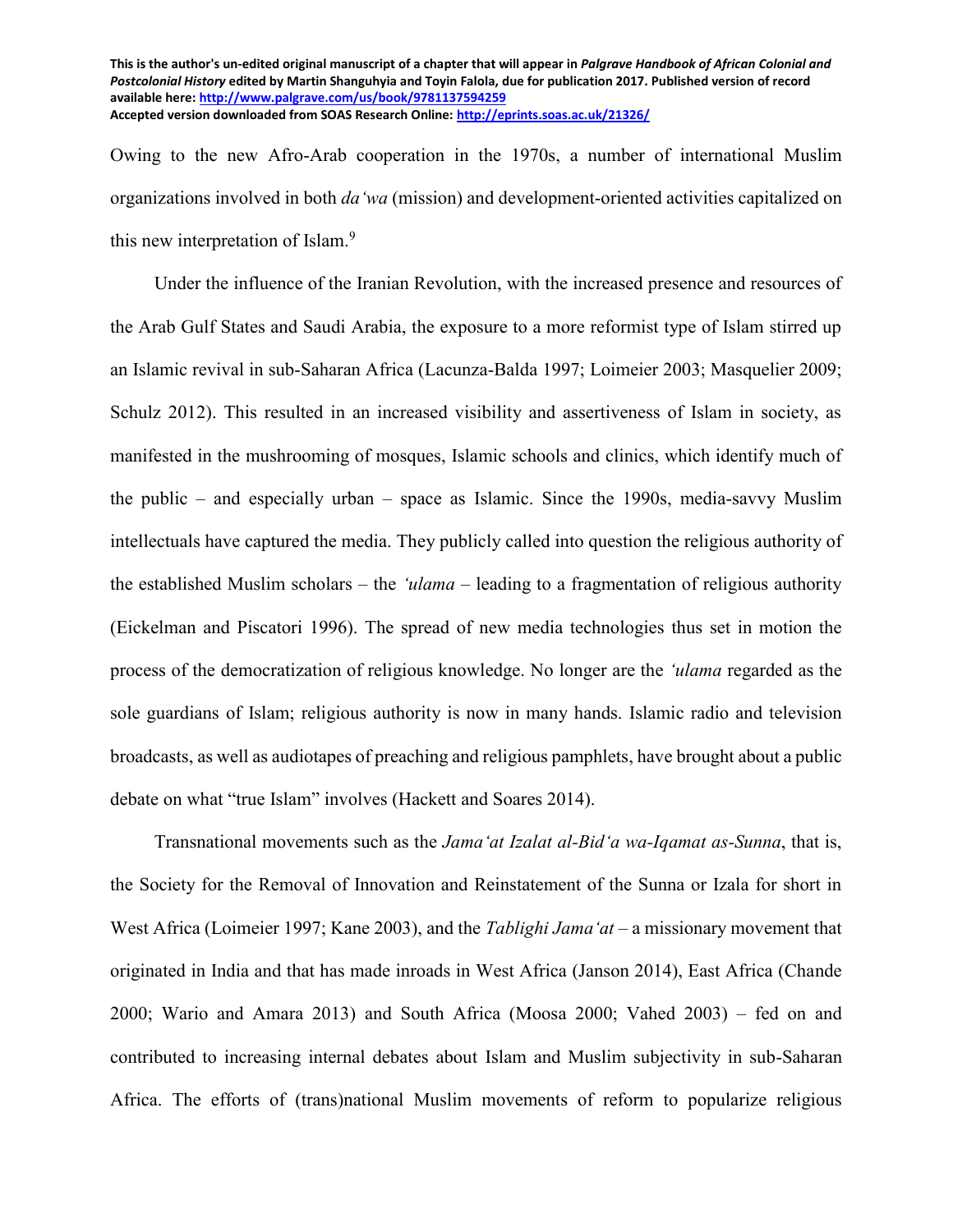Owing to the new Afro-Arab cooperation in the 1970s, a number of international Muslim organizations involved in both *da'wa* (mission) and development-oriented activities capitalized on this new interpretation of Islam.[9]

Under the influence of the Iranian Revolution, with the increased presence and resources of the Arab Gulf States and Saudi Arabia, the exposure to a more reformist type of Islam stirred up an Islamic revival in sub-Saharan Africa (Lacunza-Balda 1997; Loimeier 2003; Masquelier 2009; Schulz 2012). This resulted in an increased visibility and assertiveness of Islam in society, as manifested in the mushrooming of mosques, Islamic schools and clinics, which identify much of the public – and especially urban – space as Islamic. Since the 1990s, media-savvy Muslim intellectuals have captured the media. They publicly called into question the religious authority of the established Muslim scholars – the *'ulama* – leading to a fragmentation of religious authority (Eickelman and Piscatori 1996). The spread of new media technologies thus set in motion the process of the democratization of religious knowledge. No longer are the *'ulama* regarded as the sole guardians of Islam; religious authority is now in many hands. Islamic radio and television broadcasts, as well as audiotapes of preaching and religious pamphlets, have brought about a public debate on what "true Islam" involves (Hackett and Soares 2014).

Transnational movements such as the *Jama'at Izalat al-Bid'a wa-Iqamat as-Sunna*, that is, the Society for the Removal of Innovation and Reinstatement of the Sunna or Izala for short in West Africa (Loimeier 1997; Kane 2003), and the *Tablighi Jama'at* – a missionary movement that originated in India and that has made inroads in West Africa (Janson 2014), East Africa (Chande 2000; Wario and Amara 2013) and South Africa (Moosa 2000; Vahed 2003) – fed on and contributed to increasing internal debates about Islam and Muslim subjectivity in sub-Saharan Africa. The efforts of (trans)national Muslim movements of reform to popularize religious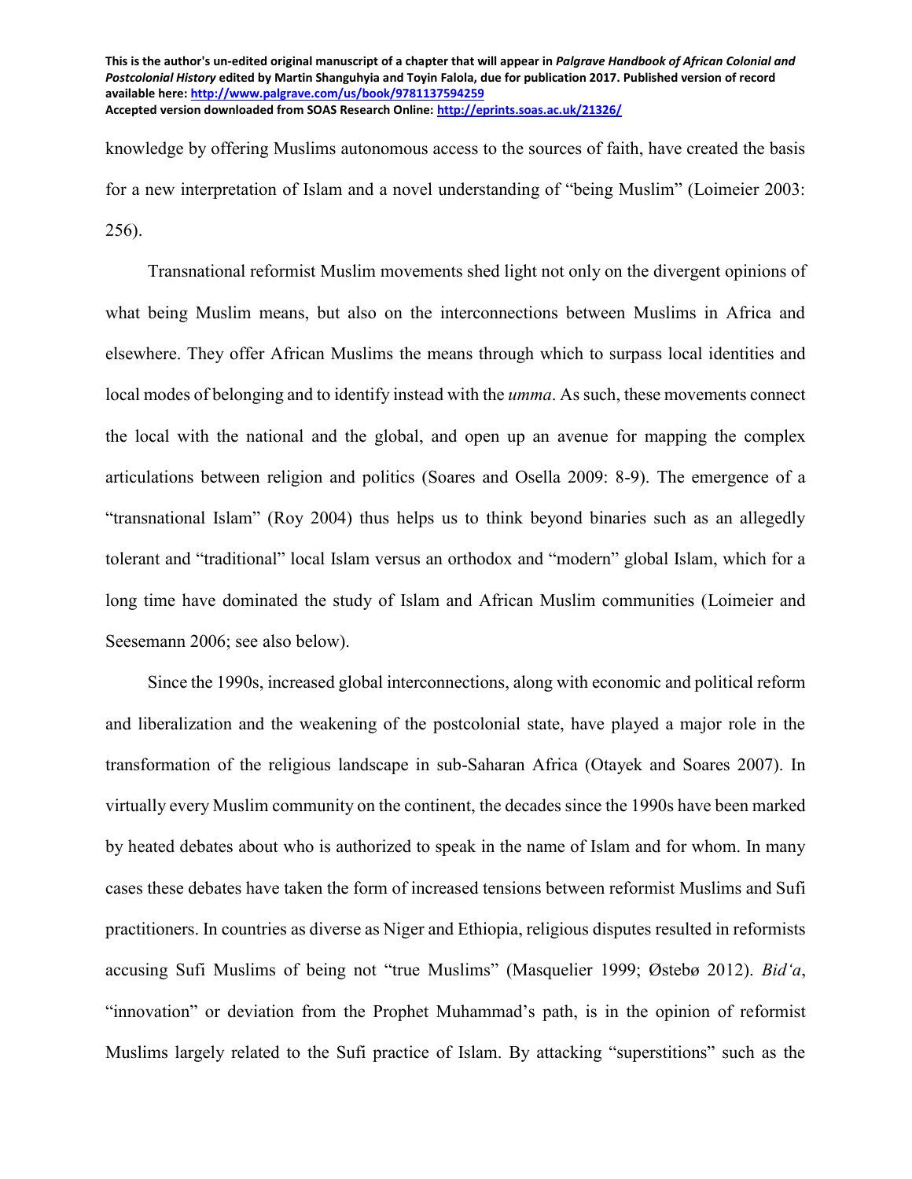knowledge by offering Muslims autonomous access to the sources of faith, have created the basis for a new interpretation of Islam and a novel understanding of "being Muslim" (Loimeier 2003: 256).

Transnational reformist Muslim movements shed light not only on the divergent opinions of what being Muslim means, but also on the interconnections between Muslims in Africa and elsewhere. They offer African Muslims the means through which to surpass local identities and local modes of belonging and to identify instead with the *umma*. As such, these movements connect the local with the national and the global, and open up an avenue for mapping the complex articulations between religion and politics (Soares and Osella 2009: 8-9). The emergence of a "transnational Islam" (Roy 2004) thus helps us to think beyond binaries such as an allegedly tolerant and "traditional" local Islam versus an orthodox and "modern" global Islam, which for a long time have dominated the study of Islam and African Muslim communities (Loimeier and Seesemann 2006; see also below).

Since the 1990s, increased global interconnections, along with economic and political reform and liberalization and the weakening of the postcolonial state, have played a major role in the transformation of the religious landscape in sub-Saharan Africa (Otayek and Soares 2007). In virtually every Muslim community on the continent, the decades since the 1990s have been marked by heated debates about who is authorized to speak in the name of Islam and for whom. In many cases these debates have taken the form of increased tensions between reformist Muslims and Sufi practitioners. In countries as diverse as Niger and Ethiopia, religious disputes resulted in reformists accusing Sufi Muslims of being not "true Muslims" (Masquelier 1999; Østebø 2012). *Bid'a*, "innovation" or deviation from the Prophet Muhammad's path, is in the opinion of reformist Muslims largely related to the Sufi practice of Islam. By attacking "superstitions" such as the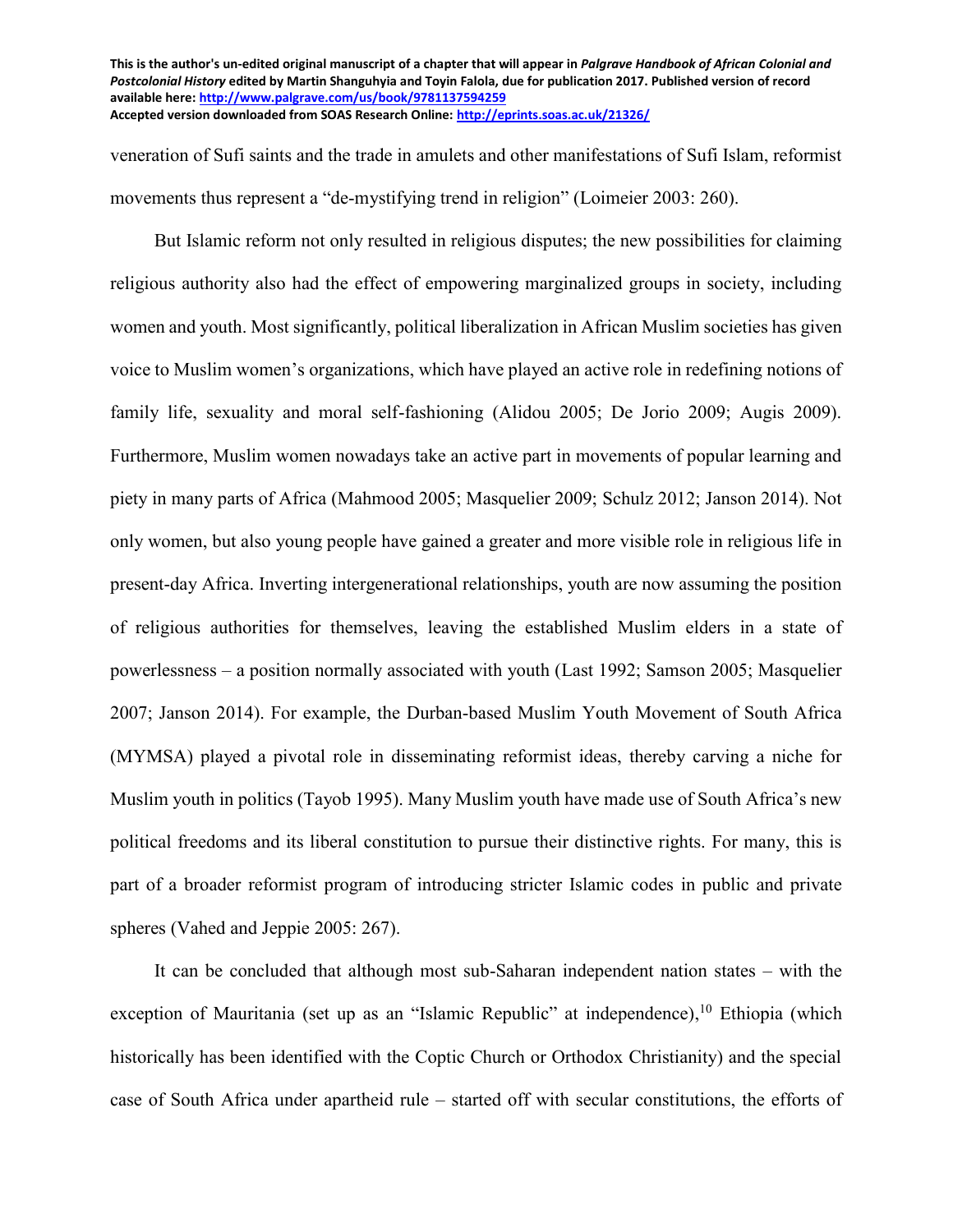veneration of Sufi saints and the trade in amulets and other manifestations of Sufi Islam, reformist movements thus represent a "de-mystifying trend in religion" (Loimeier 2003: 260).

But Islamic reform not only resulted in religious disputes; the new possibilities for claiming religious authority also had the effect of empowering marginalized groups in society, including women and youth. Most significantly, political liberalization in African Muslim societies has given voice to Muslim women's organizations, which have played an active role in redefining notions of family life, sexuality and moral self-fashioning (Alidou 2005; De Jorio 2009; Augis 2009). Furthermore, Muslim women nowadays take an active part in movements of popular learning and piety in many parts of Africa (Mahmood 2005; Masquelier 2009; Schulz 2012; Janson 2014). Not only women, but also young people have gained a greater and more visible role in religious life in present-day Africa. Inverting intergenerational relationships, youth are now assuming the position of religious authorities for themselves, leaving the established Muslim elders in a state of powerlessness – a position normally associated with youth (Last 1992; Samson 2005; Masquelier 2007; Janson 2014). For example, the Durban-based Muslim Youth Movement of South Africa (MYMSA) played a pivotal role in disseminating reformist ideas, thereby carving a niche for Muslim youth in politics (Tayob 1995). Many Muslim youth have made use of South Africa's new political freedoms and its liberal constitution to pursue their distinctive rights. For many, this is part of a broader reformist program of introducing stricter Islamic codes in public and private spheres (Vahed and Jeppie 2005: 267).

It can be concluded that although most sub-Saharan independent nation states – with the exception of Mauritania (set up as an "Islamic Republic" at independence),[10] Ethiopia (which historically has been identified with the Coptic Church or Orthodox Christianity) and the special case of South Africa under apartheid rule – started off with secular constitutions, the efforts of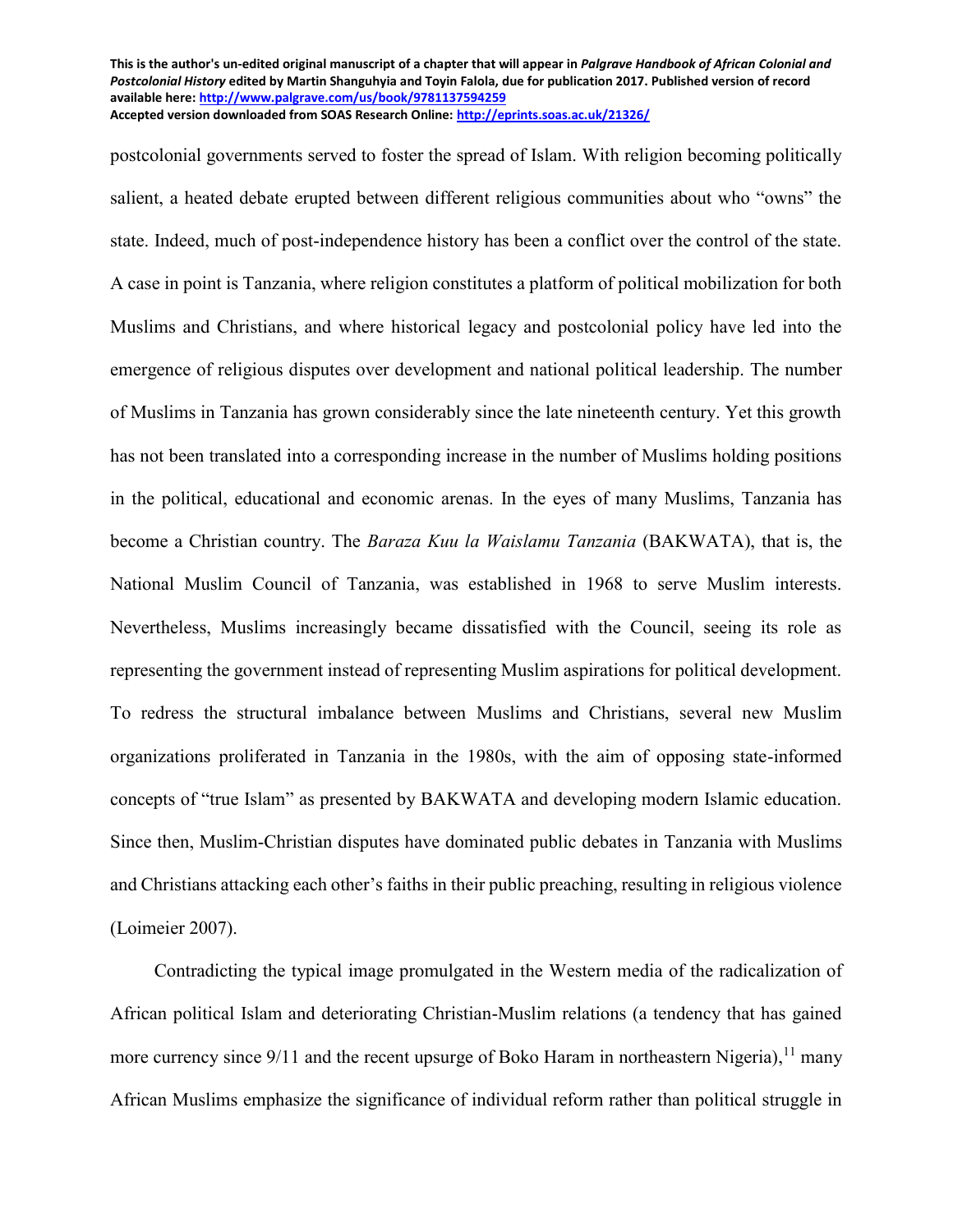postcolonial governments served to foster the spread of Islam. With religion becoming politically salient, a heated debate erupted between different religious communities about who "owns" the state. Indeed, much of post-independence history has been a conflict over the control of the state. A case in point is Tanzania, where religion constitutes a platform of political mobilization for both Muslims and Christians, and where historical legacy and postcolonial policy have led into the emergence of religious disputes over development and national political leadership. The number of Muslims in Tanzania has grown considerably since the late nineteenth century. Yet this growth has not been translated into a corresponding increase in the number of Muslims holding positions in the political, educational and economic arenas. In the eyes of many Muslims, Tanzania has become a Christian country. The *Baraza Kuu la Waislamu Tanzania* (BAKWATA), that is, the National Muslim Council of Tanzania, was established in 1968 to serve Muslim interests. Nevertheless, Muslims increasingly became dissatisfied with the Council, seeing its role as representing the government instead of representing Muslim aspirations for political development. To redress the structural imbalance between Muslims and Christians, several new Muslim organizations proliferated in Tanzania in the 1980s, with the aim of opposing state-informed concepts of "true Islam" as presented by BAKWATA and developing modern Islamic education. Since then, Muslim-Christian disputes have dominated public debates in Tanzania with Muslims and Christians attacking each other's faiths in their public preaching, resulting in religious violence (Loimeier 2007).

Contradicting the typical image promulgated in the Western media of the radicalization of African political Islam and deteriorating Christian-Muslim relations (a tendency that has gained more currency since 9/11 and the recent upsurge of Boko Haram in northeastern Nigeria),[11] many African Muslims emphasize the significance of individual reform rather than political struggle in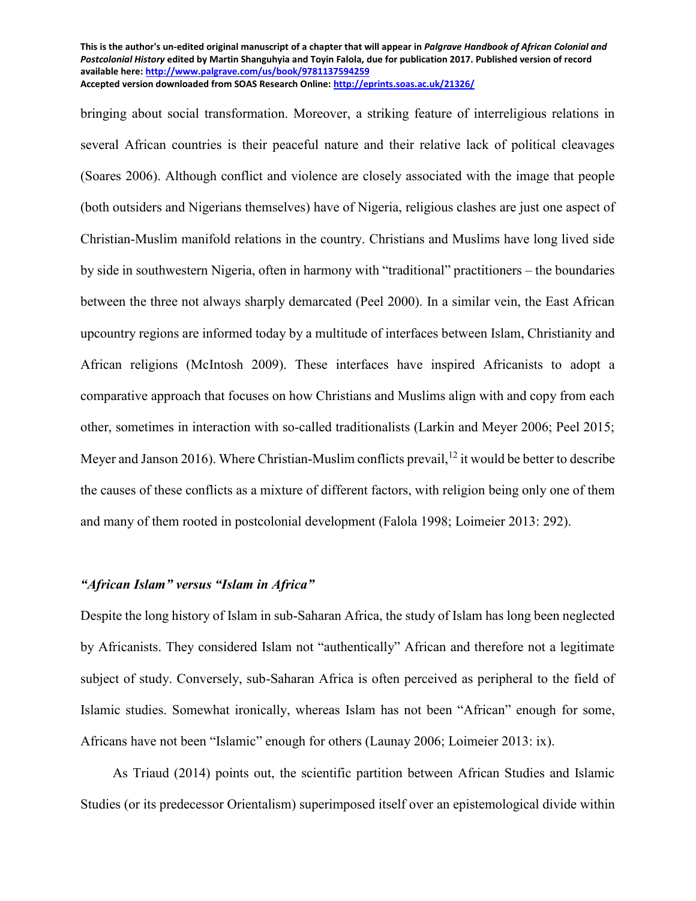bringing about social transformation. Moreover, a striking feature of interreligious relations in several African countries is their peaceful nature and their relative lack of political cleavages (Soares 2006). Although conflict and violence are closely associated with the image that people (both outsiders and Nigerians themselves) have of Nigeria, religious clashes are just one aspect of Christian-Muslim manifold relations in the country. Christians and Muslims have long lived side by side in southwestern Nigeria, often in harmony with "traditional" practitioners – the boundaries between the three not always sharply demarcated (Peel 2000). In a similar vein, the East African upcountry regions are informed today by a multitude of interfaces between Islam, Christianity and African religions (McIntosh 2009). These interfaces have inspired Africanists to adopt a comparative approach that focuses on how Christians and Muslims align with and copy from each other, sometimes in interaction with so-called traditionalists (Larkin and Meyer 2006; Peel 2015; Meyer and Janson 2016). Where Christian-Muslim conflicts prevail,[12] it would be better to describe the causes of these conflicts as a mixture of different factors, with religion being only one of them and many of them rooted in postcolonial development (Falola 1998; Loimeier 2013: 292).

### *"African Islam" versus "Islam in Africa"*

Despite the long history of Islam in sub-Saharan Africa, the study of Islam has long been neglected by Africanists. They considered Islam not "authentically" African and therefore not a legitimate subject of study. Conversely, sub-Saharan Africa is often perceived as peripheral to the field of Islamic studies. Somewhat ironically, whereas Islam has not been "African" enough for some, Africans have not been "Islamic" enough for others (Launay 2006; Loimeier 2013: ix).

As Triaud (2014) points out, the scientific partition between African Studies and Islamic Studies (or its predecessor Orientalism) superimposed itself over an epistemological divide within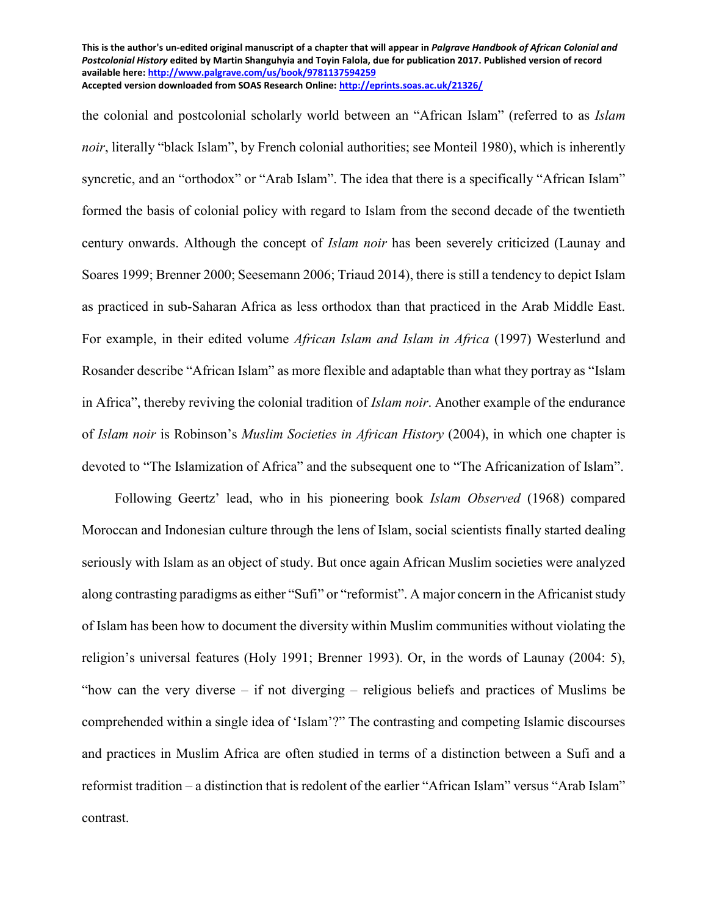the colonial and postcolonial scholarly world between an "African Islam" (referred to as *Islam noir*, literally "black Islam", by French colonial authorities; see Monteil 1980), which is inherently syncretic, and an "orthodox" or "Arab Islam". The idea that there is a specifically "African Islam" formed the basis of colonial policy with regard to Islam from the second decade of the twentieth century onwards. Although the concept of *Islam noir* has been severely criticized (Launay and Soares 1999; Brenner 2000; Seesemann 2006; Triaud 2014), there is still a tendency to depict Islam as practiced in sub-Saharan Africa as less orthodox than that practiced in the Arab Middle East. For example, in their edited volume *African Islam and Islam in Africa* (1997) Westerlund and Rosander describe "African Islam" as more flexible and adaptable than what they portray as "Islam in Africa", thereby reviving the colonial tradition of *Islam noir*. Another example of the endurance of *Islam noir* is Robinson's *Muslim Societies in African History* (2004), in which one chapter is devoted to "The Islamization of Africa" and the subsequent one to "The Africanization of Islam".

Following Geertz' lead, who in his pioneering book *Islam Observed* (1968) compared Moroccan and Indonesian culture through the lens of Islam, social scientists finally started dealing seriously with Islam as an object of study. But once again African Muslim societies were analyzed along contrasting paradigms as either "Sufi" or "reformist". A major concern in the Africanist study of Islam has been how to document the diversity within Muslim communities without violating the religion's universal features (Holy 1991; Brenner 1993). Or, in the words of Launay (2004: 5), "how can the very diverse – if not diverging – religious beliefs and practices of Muslims be comprehended within a single idea of 'Islam'?" The contrasting and competing Islamic discourses and practices in Muslim Africa are often studied in terms of a distinction between a Sufi and a reformist tradition – a distinction that is redolent of the earlier "African Islam" versus "Arab Islam" contrast.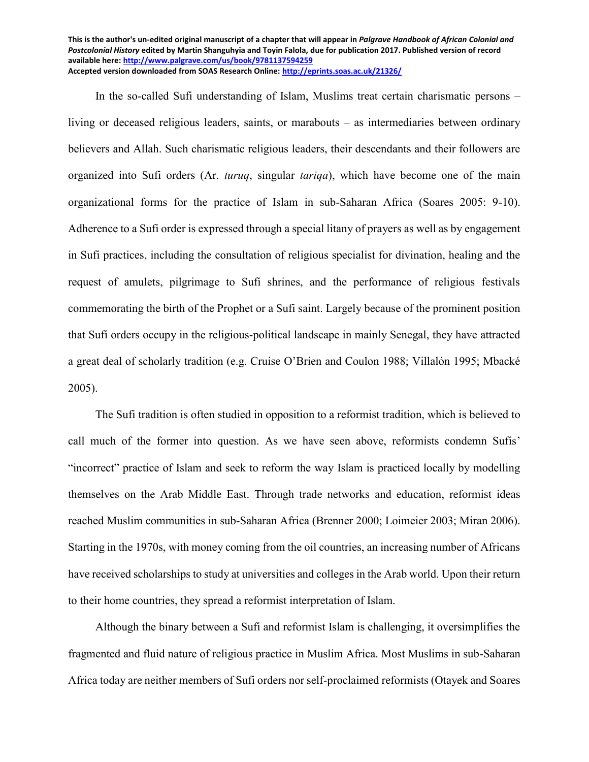In the so-called Sufi understanding of Islam, Muslims treat certain charismatic persons – living or deceased religious leaders, saints, or marabouts – as intermediaries between ordinary believers and Allah. Such charismatic religious leaders, their descendants and their followers are organized into Sufi orders (Ar. *turuq*, singular *tariqa*), which have become one of the main organizational forms for the practice of Islam in sub-Saharan Africa (Soares 2005: 9-10). Adherence to a Sufi order is expressed through a special litany of prayers as well as by engagement in Sufi practices, including the consultation of religious specialist for divination, healing and the request of amulets, pilgrimage to Sufi shrines, and the performance of religious festivals commemorating the birth of the Prophet or a Sufi saint. Largely because of the prominent position that Sufi orders occupy in the religious-political landscape in mainly Senegal, they have attracted a great deal of scholarly tradition (e.g. Cruise O'Brien and Coulon 1988; Villalón 1995; Mbacké 2005).

The Sufi tradition is often studied in opposition to a reformist tradition, which is believed to call much of the former into question. As we have seen above, reformists condemn Sufis' "incorrect" practice of Islam and seek to reform the way Islam is practiced locally by modelling themselves on the Arab Middle East. Through trade networks and education, reformist ideas reached Muslim communities in sub-Saharan Africa (Brenner 2000; Loimeier 2003; Miran 2006). Starting in the 1970s, with money coming from the oil countries, an increasing number of Africans have received scholarships to study at universities and colleges in the Arab world. Upon their return to their home countries, they spread a reformist interpretation of Islam.

Although the binary between a Sufi and reformist Islam is challenging, it oversimplifies the fragmented and fluid nature of religious practice in Muslim Africa. Most Muslims in sub-Saharan Africa today are neither members of Sufi orders nor self-proclaimed reformists (Otayek and Soares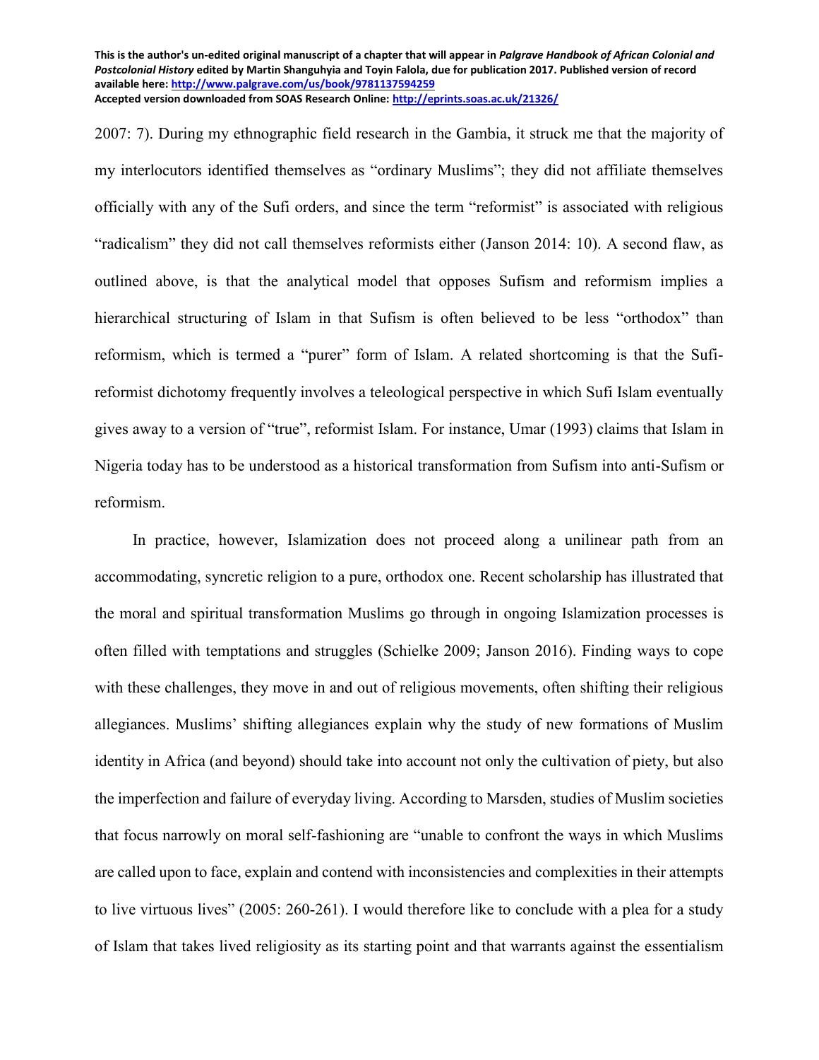2007: 7). During my ethnographic field research in the Gambia, it struck me that the majority of my interlocutors identified themselves as "ordinary Muslims"; they did not affiliate themselves officially with any of the Sufi orders, and since the term "reformist" is associated with religious "radicalism" they did not call themselves reformists either (Janson 2014: 10). A second flaw, as outlined above, is that the analytical model that opposes Sufism and reformism implies a hierarchical structuring of Islam in that Sufism is often believed to be less "orthodox" than reformism, which is termed a "purer" form of Islam. A related shortcoming is that the Sufi-reformist dichotomy frequently involves a teleological perspective in which Sufi Islam eventually gives away to a version of "true", reformist Islam. For instance, Umar (1993) claims that Islam in Nigeria today has to be understood as a historical transformation from Sufism into anti-Sufism or reformism.

In practice, however, Islamization does not proceed along a unilinear path from an accommodating, syncretic religion to a pure, orthodox one. Recent scholarship has illustrated that the moral and spiritual transformation Muslims go through in ongoing Islamization processes is often filled with temptations and struggles (Schielke 2009; Janson 2016). Finding ways to cope with these challenges, they move in and out of religious movements, often shifting their religious allegiances. Muslims' shifting allegiances explain why the study of new formations of Muslim identity in Africa (and beyond) should take into account not only the cultivation of piety, but also the imperfection and failure of everyday living. According to Marsden, studies of Muslim societies that focus narrowly on moral self-fashioning are "unable to confront the ways in which Muslims are called upon to face, explain and contend with inconsistencies and complexities in their attempts to live virtuous lives" (2005: 260-261). I would therefore like to conclude with a plea for a study of Islam that takes lived religiosity as its starting point and that warrants against the essentialism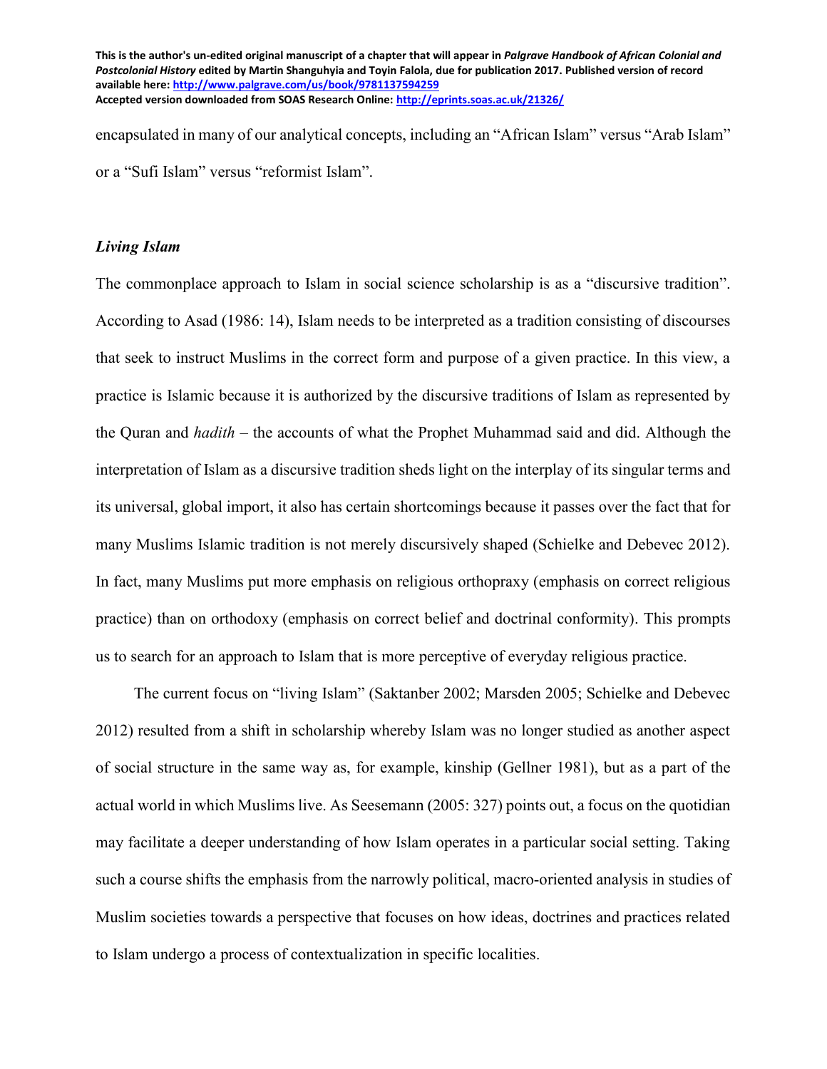encapsulated in many of our analytical concepts, including an "African Islam" versus "Arab Islam" or a "Sufi Islam" versus "reformist Islam".

### *Living Islam*

The commonplace approach to Islam in social science scholarship is as a "discursive tradition". According to Asad (1986: 14), Islam needs to be interpreted as a tradition consisting of discourses that seek to instruct Muslims in the correct form and purpose of a given practice. In this view, a practice is Islamic because it is authorized by the discursive traditions of Islam as represented by the Quran and *hadith* – the accounts of what the Prophet Muhammad said and did. Although the interpretation of Islam as a discursive tradition sheds light on the interplay of its singular terms and its universal, global import, it also has certain shortcomings because it passes over the fact that for many Muslims Islamic tradition is not merely discursively shaped (Schielke and Debevec 2012). In fact, many Muslims put more emphasis on religious orthopraxy (emphasis on correct religious practice) than on orthodoxy (emphasis on correct belief and doctrinal conformity). This prompts us to search for an approach to Islam that is more perceptive of everyday religious practice.

The current focus on "living Islam" (Saktanber 2002; Marsden 2005; Schielke and Debevec 2012) resulted from a shift in scholarship whereby Islam was no longer studied as another aspect of social structure in the same way as, for example, kinship (Gellner 1981), but as a part of the actual world in which Muslims live. As Seesemann (2005: 327) points out, a focus on the quotidian may facilitate a deeper understanding of how Islam operates in a particular social setting. Taking such a course shifts the emphasis from the narrowly political, macro-oriented analysis in studies of Muslim societies towards a perspective that focuses on how ideas, doctrines and practices related to Islam undergo a process of contextualization in specific localities.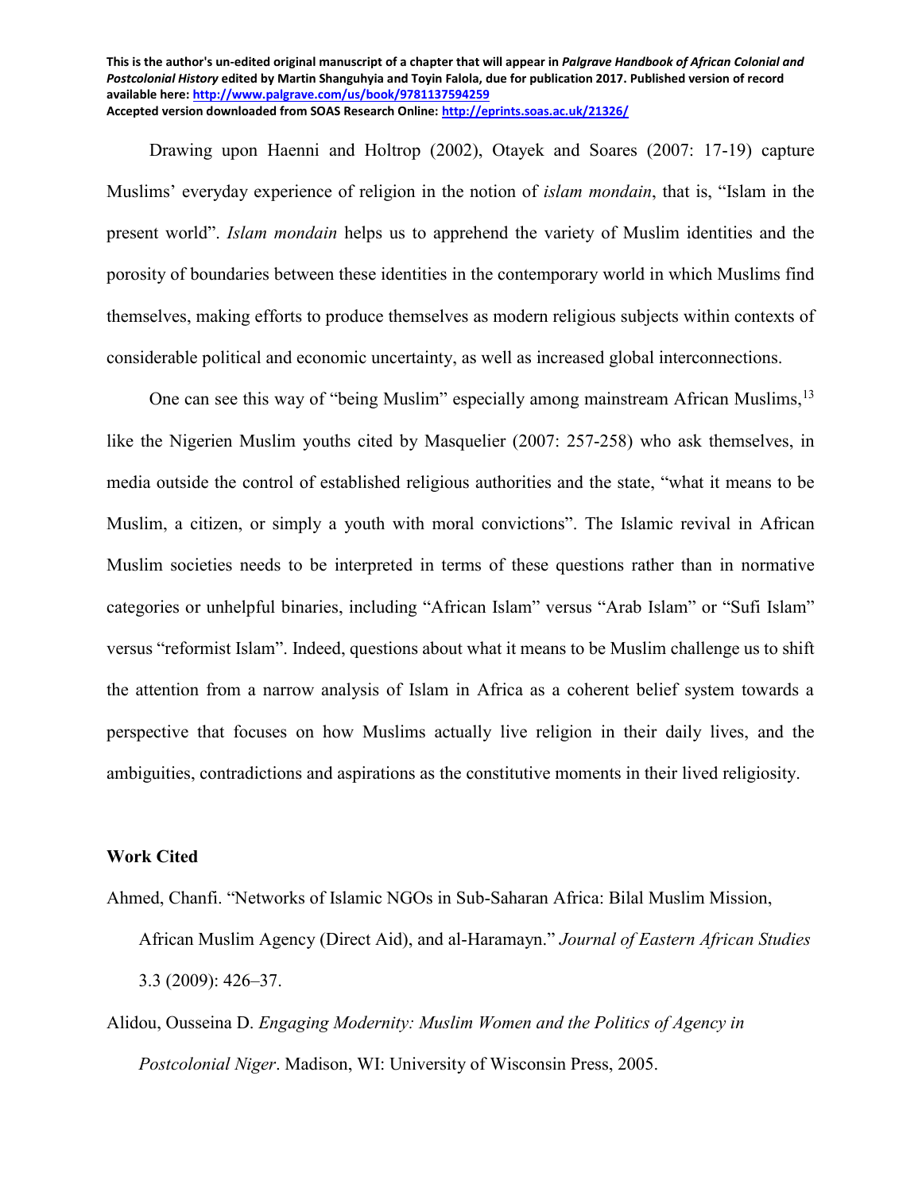Drawing upon Haenni and Holtrop (2002), Otayek and Soares (2007: 17-19) capture Muslims' everyday experience of religion in the notion of *islam mondain*, that is, "Islam in the present world". *Islam mondain* helps us to apprehend the variety of Muslim identities and the porosity of boundaries between these identities in the contemporary world in which Muslims find themselves, making efforts to produce themselves as modern religious subjects within contexts of considerable political and economic uncertainty, as well as increased global interconnections.

One can see this way of "being Muslim" especially among mainstream African Muslims,[13] like the Nigerien Muslim youths cited by Masquelier (2007: 257-258) who ask themselves, in media outside the control of established religious authorities and the state, "what it means to be Muslim, a citizen, or simply a youth with moral convictions". The Islamic revival in African Muslim societies needs to be interpreted in terms of these questions rather than in normative categories or unhelpful binaries, including "African Islam" versus "Arab Islam" or "Sufi Islam" versus "reformist Islam". Indeed, questions about what it means to be Muslim challenge us to shift the attention from a narrow analysis of Islam in Africa as a coherent belief system towards a perspective that focuses on how Muslims actually live religion in their daily lives, and the ambiguities, contradictions and aspirations as the constitutive moments in their lived religiosity.

**Work Cited**

Ahmed, Chanfi. "Networks of Islamic NGOs in Sub-Saharan Africa: Bilal Muslim Mission, African Muslim Agency (Direct Aid), and al-Haramayn." *Journal of Eastern African Studies* 3.3 (2009): 426–37.

Alidou, Ousseina D. *Engaging Modernity: Muslim Women and the Politics of Agency in Postcolonial Niger*. Madison, WI: University of Wisconsin Press, 2005.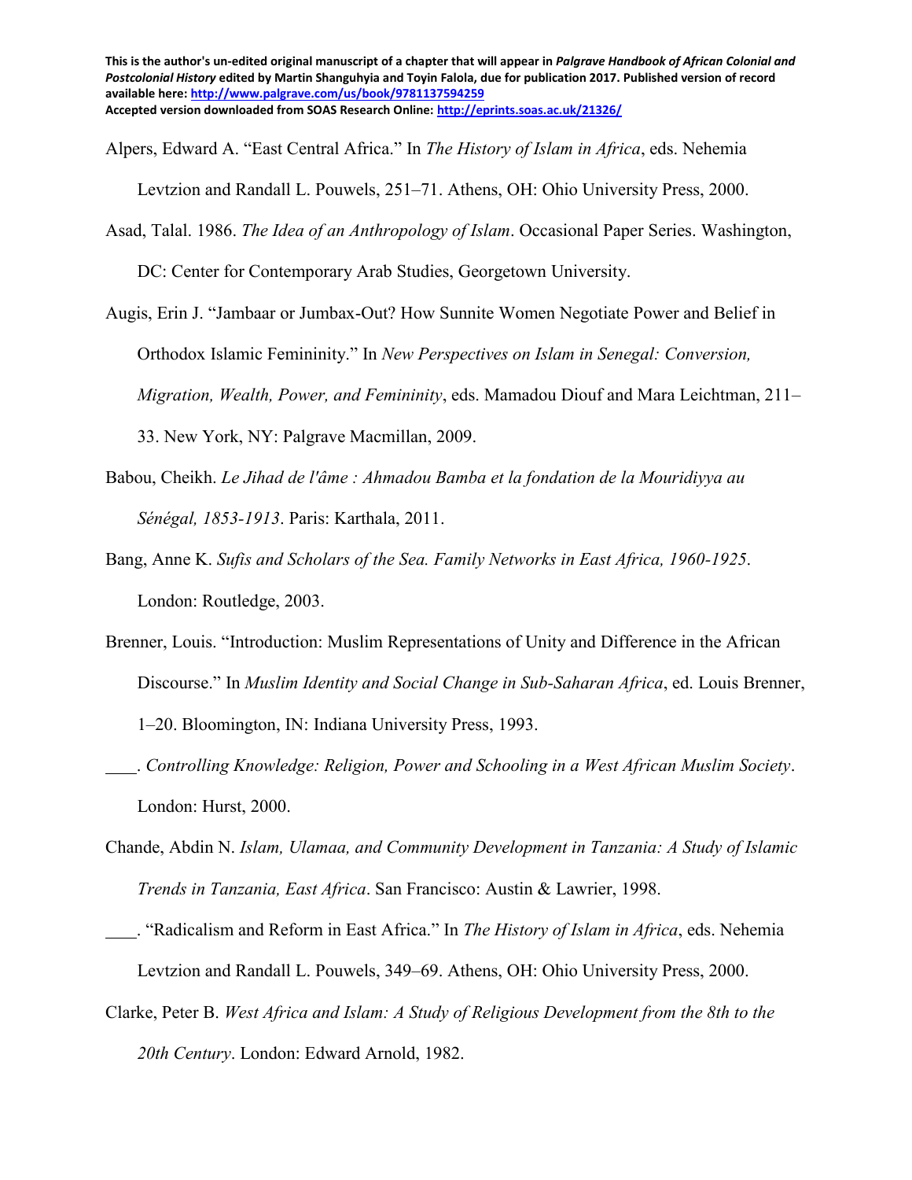Alpers, Edward A. "East Central Africa." In *The History of Islam in Africa*, eds. Nehemia Levtzion and Randall L. Pouwels, 251–71. Athens, OH: Ohio University Press, 2000.

Asad, Talal. 1986. *The Idea of an Anthropology of Islam*. Occasional Paper Series. Washington, DC: Center for Contemporary Arab Studies, Georgetown University.

Augis, Erin J. "Jambaar or Jumbax-Out? How Sunnite Women Negotiate Power and Belief in Orthodox Islamic Femininity." In *New Perspectives on Islam in Senegal: Conversion, Migration, Wealth, Power, and Femininity*, eds. Mamadou Diouf and Mara Leichtman, 211–33. New York, NY: Palgrave Macmillan, 2009.

Babou, Cheikh. *Le Jihad de l'âme : Ahmadou Bamba et la fondation de la Mouridiyya au Sénégal, 1853-1913*. Paris: Karthala, 2011.

Bang, Anne K. *Sufis and Scholars of the Sea. Family Networks in East Africa, 1960-1925*. London: Routledge, 2003.

Brenner, Louis. "Introduction: Muslim Representations of Unity and Difference in the African Discourse." In *Muslim Identity and Social Change in Sub-Saharan Africa*, ed. Louis Brenner, 1–20. Bloomington, IN: Indiana University Press, 1993.

\_\_\_\_. *Controlling Knowledge: Religion, Power and Schooling in a West African Muslim Society*. London: Hurst, 2000.

Chande, Abdin N. *Islam, Ulamaa, and Community Development in Tanzania: A Study of Islamic Trends in Tanzania, East Africa*. San Francisco: Austin & Lawrier, 1998.

\_\_\_\_. "Radicalism and Reform in East Africa." In *The History of Islam in Africa*, eds. Nehemia Levtzion and Randall L. Pouwels, 349–69. Athens, OH: Ohio University Press, 2000.

Clarke, Peter B. *West Africa and Islam: A Study of Religious Development from the 8th to the 20th Century*. London: Edward Arnold, 1982.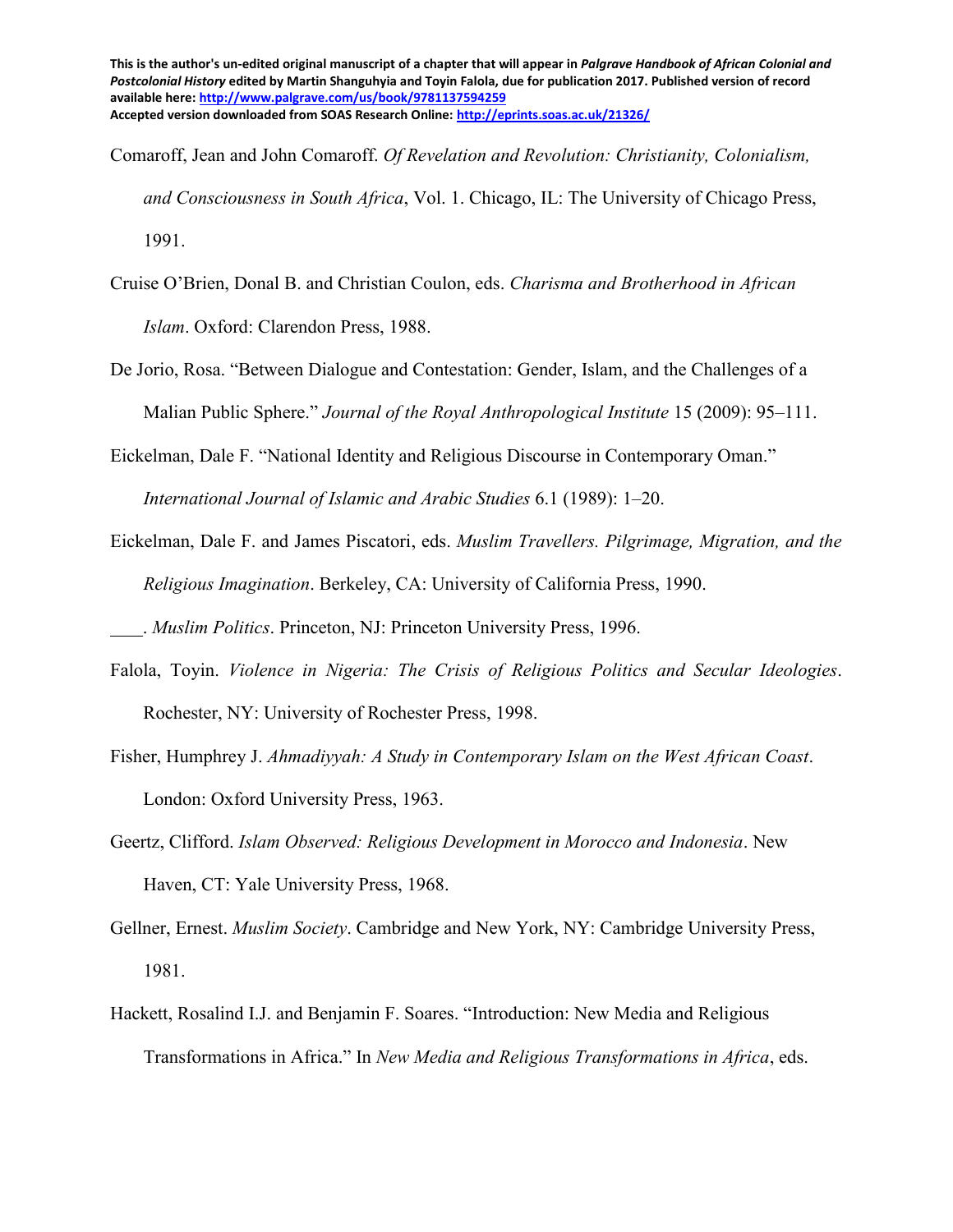Comaroff, Jean and John Comaroff. *Of Revelation and Revolution: Christianity, Colonialism, and Consciousness in South Africa*, Vol. 1. Chicago, IL: The University of Chicago Press, 1991.

Cruise O'Brien, Donal B. and Christian Coulon, eds. *Charisma and Brotherhood in African Islam*. Oxford: Clarendon Press, 1988.

De Jorio, Rosa. "Between Dialogue and Contestation: Gender, Islam, and the Challenges of a Malian Public Sphere." *Journal of the Royal Anthropological Institute* 15 (2009): 95–111.

Eickelman, Dale F. "National Identity and Religious Discourse in Contemporary Oman." *International Journal of Islamic and Arabic Studies* 6.1 (1989): 1–20.

Eickelman, Dale F. and James Piscatori, eds. *Muslim Travellers. Pilgrimage, Migration, and the Religious Imagination*. Berkeley, CA: University of California Press, 1990.

____. *Muslim Politics*. Princeton, NJ: Princeton University Press, 1996.

Falola, Toyin. *Violence in Nigeria: The Crisis of Religious Politics and Secular Ideologies*. Rochester, NY: University of Rochester Press, 1998.

Fisher, Humphrey J. *Ahmadiyyah: A Study in Contemporary Islam on the West African Coast*. London: Oxford University Press, 1963.

Geertz, Clifford. *Islam Observed: Religious Development in Morocco and Indonesia*. New Haven, CT: Yale University Press, 1968.

Gellner, Ernest. *Muslim Society*. Cambridge and New York, NY: Cambridge University Press, 1981.

Hackett, Rosalind I.J. and Benjamin F. Soares. "Introduction: New Media and Religious Transformations in Africa." In *New Media and Religious Transformations in Africa*, eds.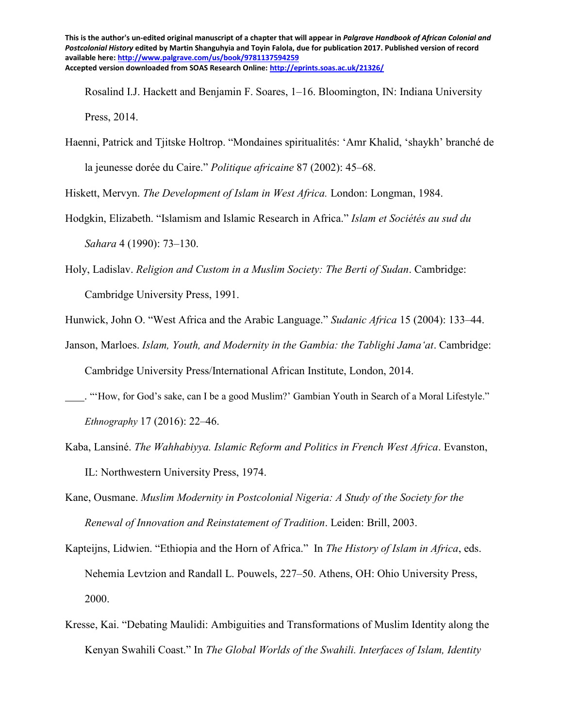Rosalind I.J. Hackett and Benjamin F. Soares, 1–16. Bloomington, IN: Indiana University Press, 2014.

Haenni, Patrick and Tjitske Holtrop. "Mondaines spiritualités: 'Amr Khalid, 'shaykh' branché de la jeunesse dorée du Caire." *Politique africaine* 87 (2002): 45–68.

Hiskett, Mervyn. *The Development of Islam in West Africa.* London: Longman, 1984.

Hodgkin, Elizabeth. "Islamism and Islamic Research in Africa." *Islam et Sociétés au sud du Sahara* 4 (1990): 73–130.

Holy, Ladislav. *Religion and Custom in a Muslim Society: The Berti of Sudan*. Cambridge: Cambridge University Press, 1991.

Hunwick, John O. "West Africa and the Arabic Language." *Sudanic Africa* 15 (2004): 133–44.

Janson, Marloes. *Islam, Youth, and Modernity in the Gambia: the Tablighi Jama'at*. Cambridge: Cambridge University Press/International African Institute, London, 2014.

____. "'How, for God's sake, can I be a good Muslim?' Gambian Youth in Search of a Moral Lifestyle." *Ethnography* 17 (2016): 22–46.

Kaba, Lansiné. *The Wahhabiyya. Islamic Reform and Politics in French West Africa*. Evanston, IL: Northwestern University Press, 1974.

Kane, Ousmane. *Muslim Modernity in Postcolonial Nigeria: A Study of the Society for the Renewal of Innovation and Reinstatement of Tradition*. Leiden: Brill, 2003.

Kapteijns, Lidwien. "Ethiopia and the Horn of Africa." In *The History of Islam in Africa*, eds. Nehemia Levtzion and Randall L. Pouwels, 227–50. Athens, OH: Ohio University Press, 2000.

Kresse, Kai. "Debating Maulidi: Ambiguities and Transformations of Muslim Identity along the Kenyan Swahili Coast." In *The Global Worlds of the Swahili. Interfaces of Islam, Identity*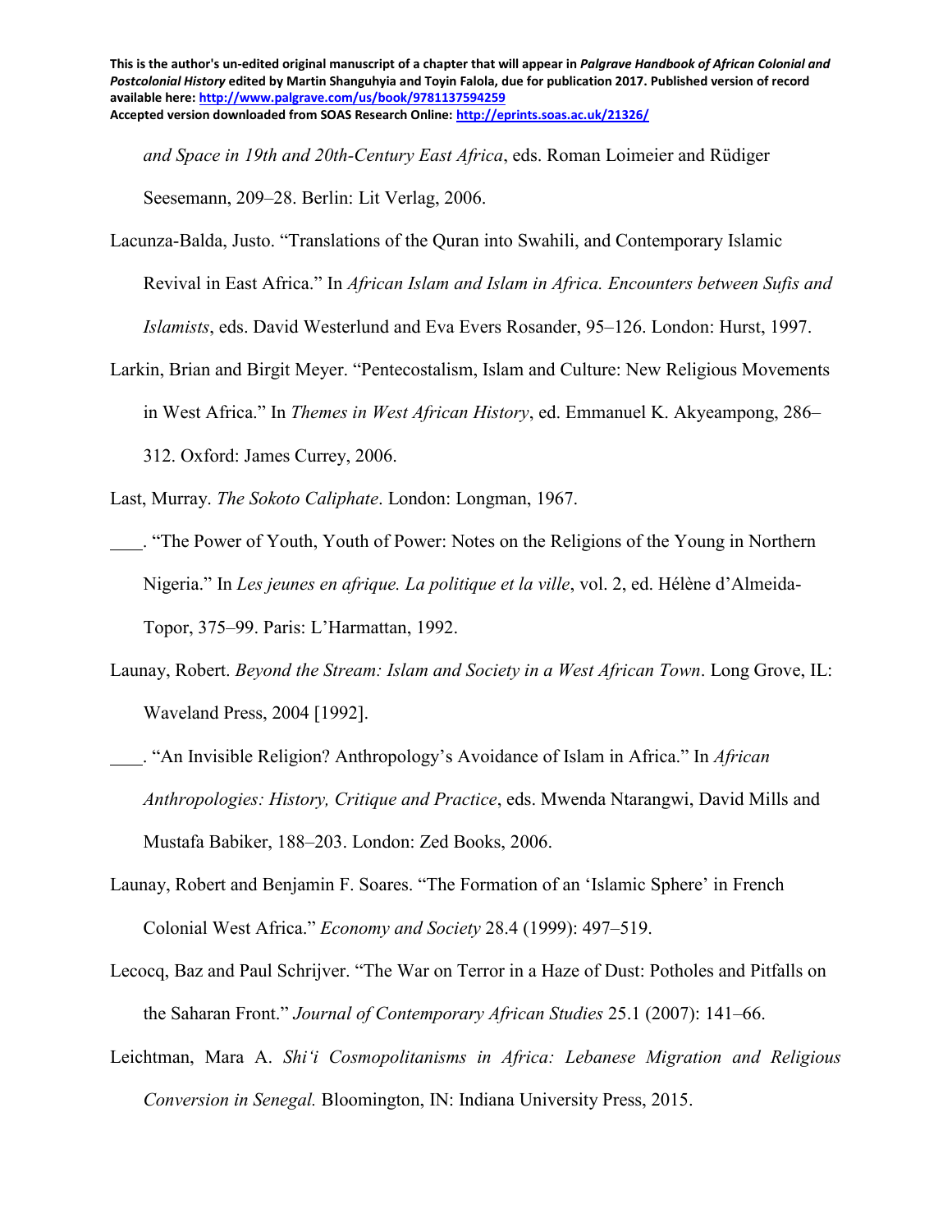*and Space in 19th and 20th-Century East Africa*, eds. Roman Loimeier and Rüdiger Seesemann, 209–28. Berlin: Lit Verlag, 2006.

Lacunza-Balda, Justo. "Translations of the Quran into Swahili, and Contemporary Islamic Revival in East Africa." In *African Islam and Islam in Africa. Encounters between Sufis and Islamists*, eds. David Westerlund and Eva Evers Rosander, 95–126. London: Hurst, 1997.

Larkin, Brian and Birgit Meyer. "Pentecostalism, Islam and Culture: New Religious Movements in West Africa." In *Themes in West African History*, ed. Emmanuel K. Akyeampong, 286–312. Oxford: James Currey, 2006.

Last, Murray. *The Sokoto Caliphate*. London: Longman, 1967.

\_\_\_\_. "The Power of Youth, Youth of Power: Notes on the Religions of the Young in Northern Nigeria." In *Les jeunes en afrique. La politique et la ville*, vol. 2, ed. Hélène d'Almeida-Topor, 375–99. Paris: L'Harmattan, 1992.

Launay, Robert. *Beyond the Stream: Islam and Society in a West African Town*. Long Grove, IL: Waveland Press, 2004 [1992].

\_\_\_\_. "An Invisible Religion? Anthropology's Avoidance of Islam in Africa." In *African Anthropologies: History, Critique and Practice*, eds. Mwenda Ntarangwi, David Mills and Mustafa Babiker, 188–203. London: Zed Books, 2006.

Launay, Robert and Benjamin F. Soares. "The Formation of an 'Islamic Sphere' in French Colonial West Africa." *Economy and Society* 28.4 (1999): 497–519.

Lecocq, Baz and Paul Schrijver. "The War on Terror in a Haze of Dust: Potholes and Pitfalls on the Saharan Front." *Journal of Contemporary African Studies* 25.1 (2007): 141–66.

Leichtman, Mara A. *Shi'i Cosmopolitanisms in Africa: Lebanese Migration and Religious Conversion in Senegal.* Bloomington, IN: Indiana University Press, 2015.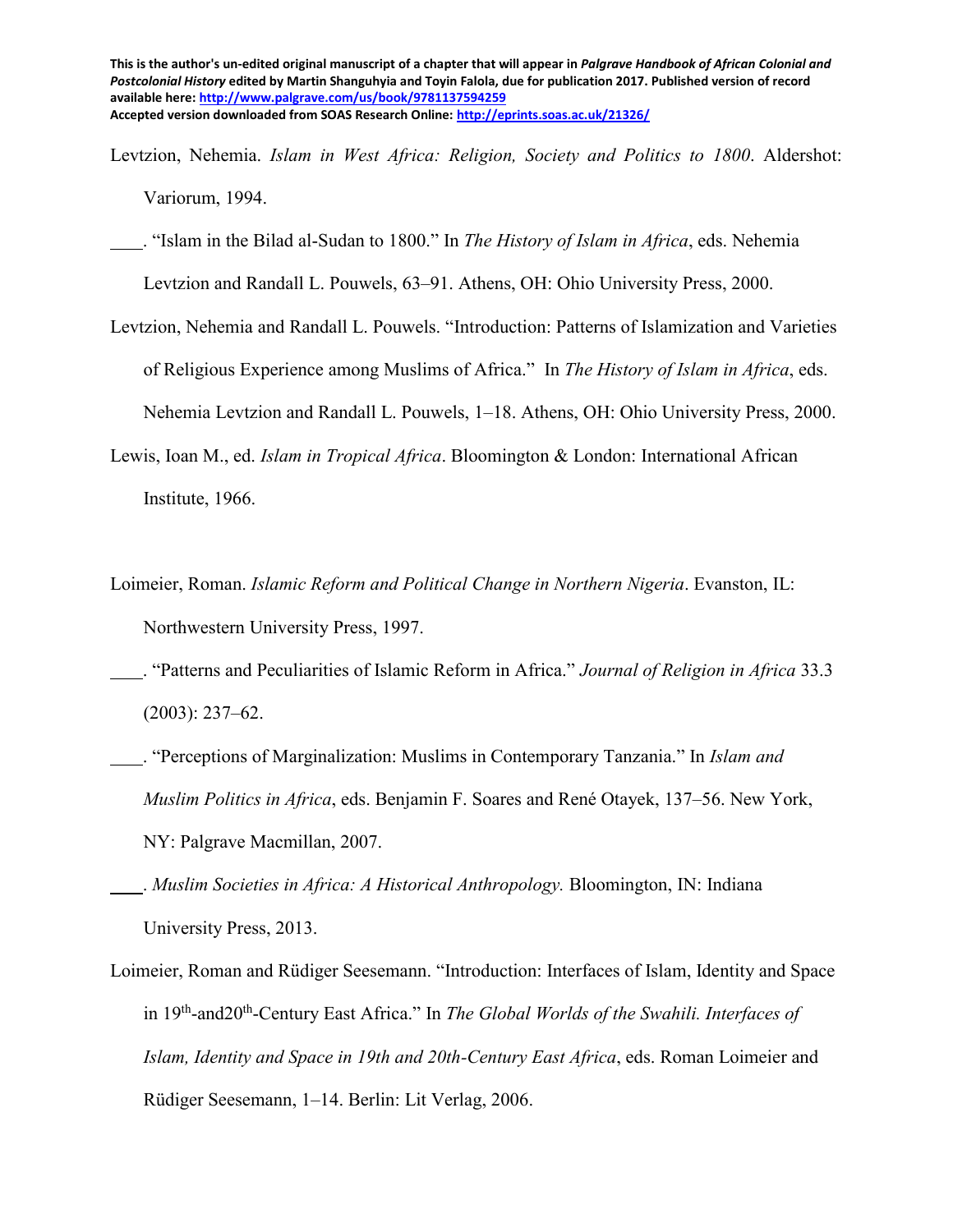Levtzion, Nehemia. *Islam in West Africa: Religion, Society and Politics to 1800*. Aldershot: Variorum, 1994.

____. "Islam in the Bilad al-Sudan to 1800." In *The History of Islam in Africa*, eds. Nehemia Levtzion and Randall L. Pouwels, 63–91. Athens, OH: Ohio University Press, 2000.

Levtzion, Nehemia and Randall L. Pouwels. "Introduction: Patterns of Islamization and Varieties of Religious Experience among Muslims of Africa." In *The History of Islam in Africa*, eds. Nehemia Levtzion and Randall L. Pouwels, 1–18. Athens, OH: Ohio University Press, 2000.

Lewis, Ioan M., ed. *Islam in Tropical Africa*. Bloomington & London: International African Institute, 1966.

Loimeier, Roman. *Islamic Reform and Political Change in Northern Nigeria*. Evanston, IL: Northwestern University Press, 1997.

____. "Patterns and Peculiarities of Islamic Reform in Africa." *Journal of Religion in Africa* 33.3 (2003): 237–62.

____. "Perceptions of Marginalization: Muslims in Contemporary Tanzania." In *Islam and Muslim Politics in Africa*, eds. Benjamin F. Soares and René Otayek, 137–56. New York, NY: Palgrave Macmillan, 2007.

____. *Muslim Societies in Africa: A Historical Anthropology.* Bloomington, IN: Indiana University Press, 2013.

Loimeier, Roman and Rüdiger Seesemann. "Introduction: Interfaces of Islam, Identity and Space in 19th-and20th-Century East Africa." In *The Global Worlds of the Swahili. Interfaces of Islam, Identity and Space in 19th and 20th-Century East Africa*, eds. Roman Loimeier and Rüdiger Seesemann, 1–14. Berlin: Lit Verlag, 2006.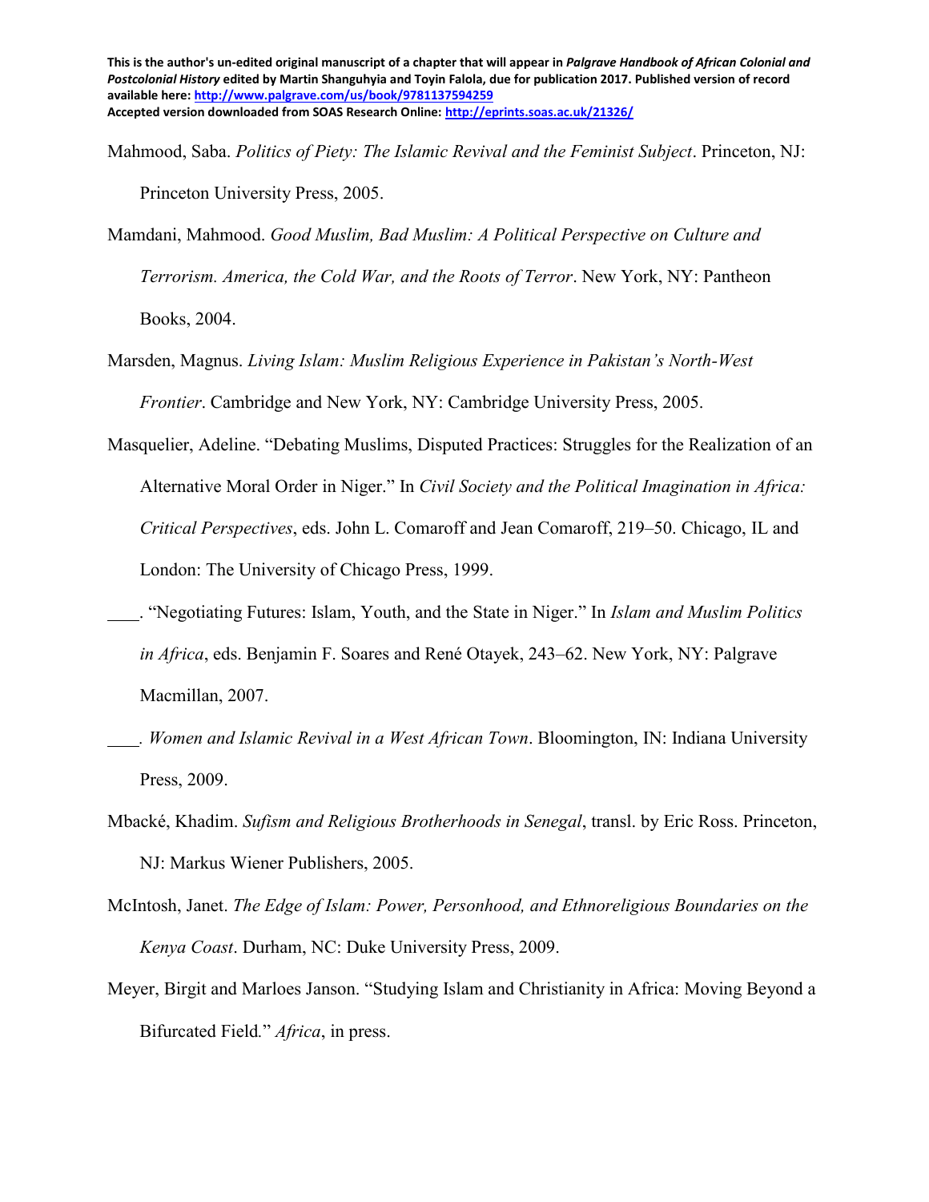Mahmood, Saba. *Politics of Piety: The Islamic Revival and the Feminist Subject*. Princeton, NJ: Princeton University Press, 2005.

Mamdani, Mahmood. *Good Muslim, Bad Muslim: A Political Perspective on Culture and Terrorism. America, the Cold War, and the Roots of Terror*. New York, NY: Pantheon Books, 2004.

Marsden, Magnus. *Living Islam: Muslim Religious Experience in Pakistan's North-West Frontier*. Cambridge and New York, NY: Cambridge University Press, 2005.

Masquelier, Adeline. "Debating Muslims, Disputed Practices: Struggles for the Realization of an Alternative Moral Order in Niger." In *Civil Society and the Political Imagination in Africa: Critical Perspectives*, eds. John L. Comaroff and Jean Comaroff, 219–50. Chicago, IL and London: The University of Chicago Press, 1999.

\_\_\_\_. "Negotiating Futures: Islam, Youth, and the State in Niger." In *Islam and Muslim Politics in Africa*, eds. Benjamin F. Soares and René Otayek, 243–62. New York, NY: Palgrave Macmillan, 2007.

\_\_\_\_. *Women and Islamic Revival in a West African Town*. Bloomington, IN: Indiana University Press, 2009.

Mbacké, Khadim. *Sufism and Religious Brotherhoods in Senegal*, transl. by Eric Ross. Princeton, NJ: Markus Wiener Publishers, 2005.

McIntosh, Janet. *The Edge of Islam: Power, Personhood, and Ethnoreligious Boundaries on the Kenya Coast*. Durham, NC: Duke University Press, 2009.

Meyer, Birgit and Marloes Janson. "Studying Islam and Christianity in Africa: Moving Beyond a Bifurcated Field." *Africa*, in press.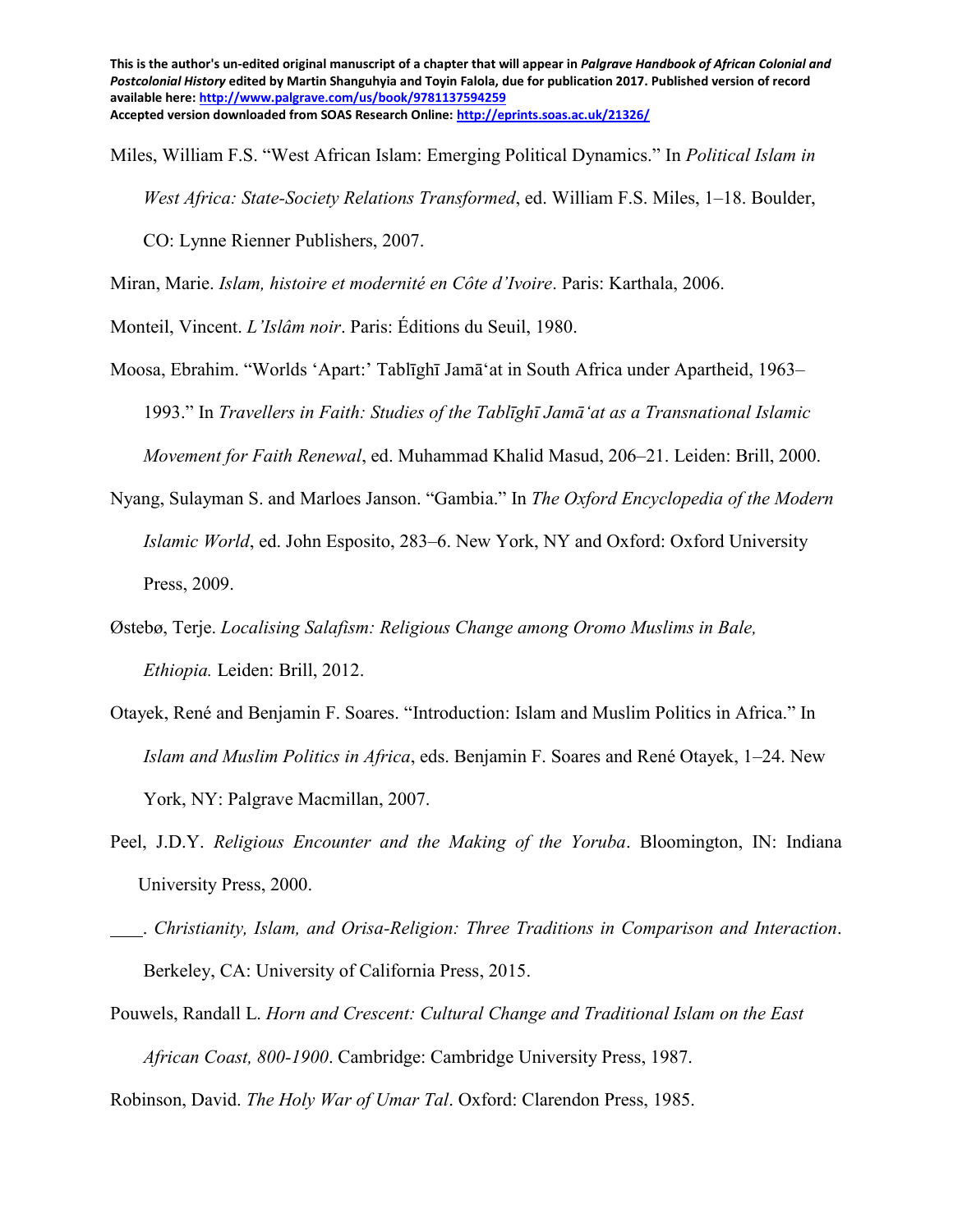Miles, William F.S. "West African Islam: Emerging Political Dynamics." In *Political Islam in West Africa: State-Society Relations Transformed*, ed. William F.S. Miles, 1–18. Boulder, CO: Lynne Rienner Publishers, 2007.

Miran, Marie. *Islam, histoire et modernité en Côte d'Ivoire*. Paris: Karthala, 2006.

Monteil, Vincent. *L'Islâm noir*. Paris: Éditions du Seuil, 1980.

Moosa, Ebrahim. "Worlds 'Apart:' Tablīghī Jamā'at in South Africa under Apartheid, 1963–1993." In *Travellers in Faith: Studies of the Tablīghī Jamā'at as a Transnational Islamic Movement for Faith Renewal*, ed. Muhammad Khalid Masud, 206–21. Leiden: Brill, 2000.

Nyang, Sulayman S. and Marloes Janson. "Gambia." In *The Oxford Encyclopedia of the Modern Islamic World*, ed. John Esposito, 283–6. New York, NY and Oxford: Oxford University Press, 2009.

Østebø, Terje. *Localising Salafism: Religious Change among Oromo Muslims in Bale, Ethiopia.* Leiden: Brill, 2012.

Otayek, René and Benjamin F. Soares. "Introduction: Islam and Muslim Politics in Africa." In *Islam and Muslim Politics in Africa*, eds. Benjamin F. Soares and René Otayek, 1–24. New York, NY: Palgrave Macmillan, 2007.

Peel, J.D.Y. *Religious Encounter and the Making of the Yoruba*. Bloomington, IN: Indiana University Press, 2000.

\_\_\_\_. *Christianity, Islam, and Orisa-Religion: Three Traditions in Comparison and Interaction*. Berkeley, CA: University of California Press, 2015.

Pouwels, Randall L. *Horn and Crescent: Cultural Change and Traditional Islam on the East African Coast, 800-1900*. Cambridge: Cambridge University Press, 1987.

Robinson, David. *The Holy War of Umar Tal*. Oxford: Clarendon Press, 1985.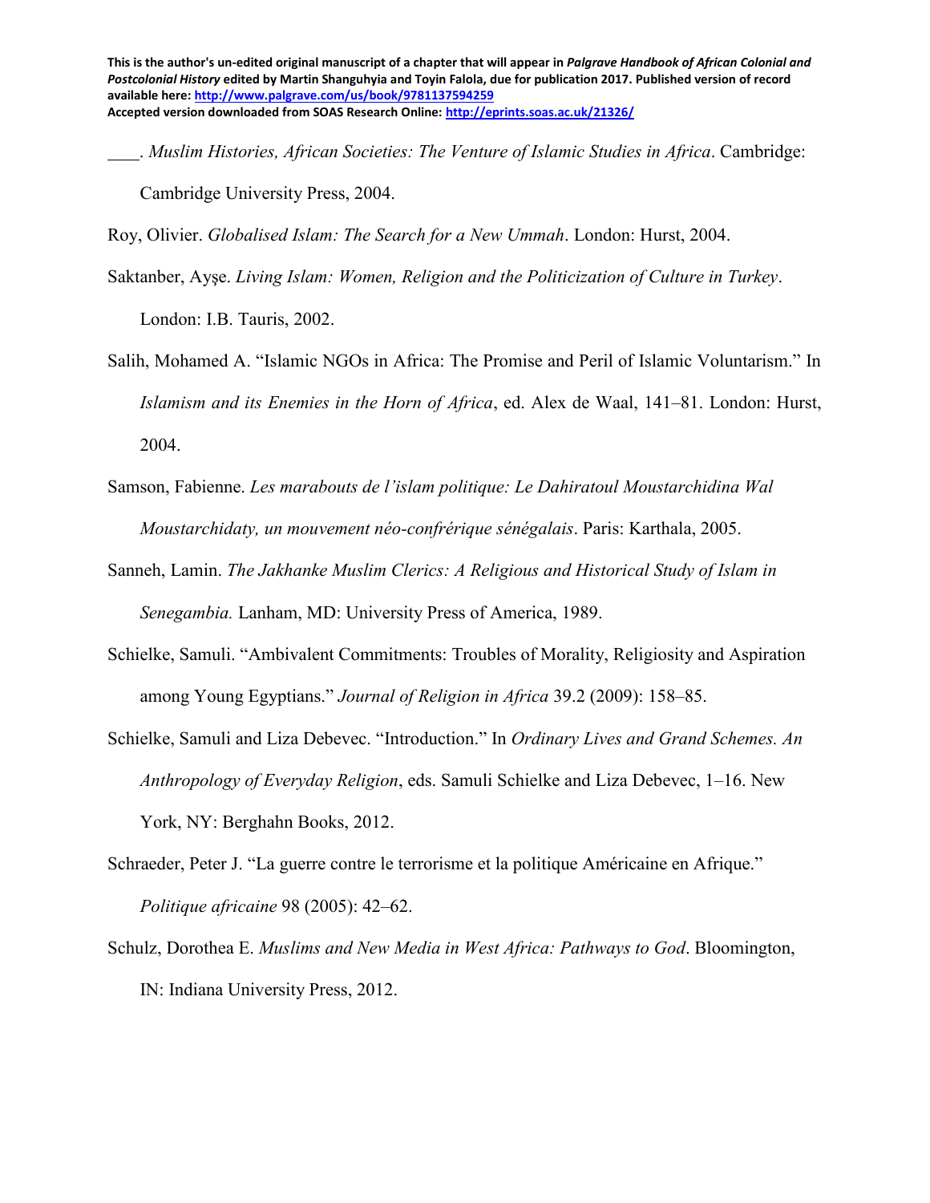\_\_\_\_. *Muslim Histories, African Societies: The Venture of Islamic Studies in Africa*. Cambridge: Cambridge University Press, 2004.

Roy, Olivier. *Globalised Islam: The Search for a New Ummah*. London: Hurst, 2004.

Saktanber, Ayşe. *Living Islam: Women, Religion and the Politicization of Culture in Turkey*. London: I.B. Tauris, 2002.

Salih, Mohamed A. "Islamic NGOs in Africa: The Promise and Peril of Islamic Voluntarism." In *Islamism and its Enemies in the Horn of Africa*, ed. Alex de Waal, 141–81. London: Hurst, 2004.

Samson, Fabienne. *Les marabouts de l'islam politique: Le Dahiratoul Moustarchidina Wal Moustarchidaty, un mouvement néo-confrérique sénégalais*. Paris: Karthala, 2005.

Sanneh, Lamin. *The Jakhanke Muslim Clerics: A Religious and Historical Study of Islam in Senegambia.* Lanham, MD: University Press of America, 1989.

Schielke, Samuli. "Ambivalent Commitments: Troubles of Morality, Religiosity and Aspiration among Young Egyptians." *Journal of Religion in Africa* 39.2 (2009): 158–85.

Schielke, Samuli and Liza Debevec. "Introduction." In *Ordinary Lives and Grand Schemes. An Anthropology of Everyday Religion*, eds. Samuli Schielke and Liza Debevec, 1–16. New York, NY: Berghahn Books, 2012.

Schraeder, Peter J. "La guerre contre le terrorisme et la politique Américaine en Afrique." *Politique africaine* 98 (2005): 42–62.

Schulz, Dorothea E. *Muslims and New Media in West Africa: Pathways to God*. Bloomington, IN: Indiana University Press, 2012.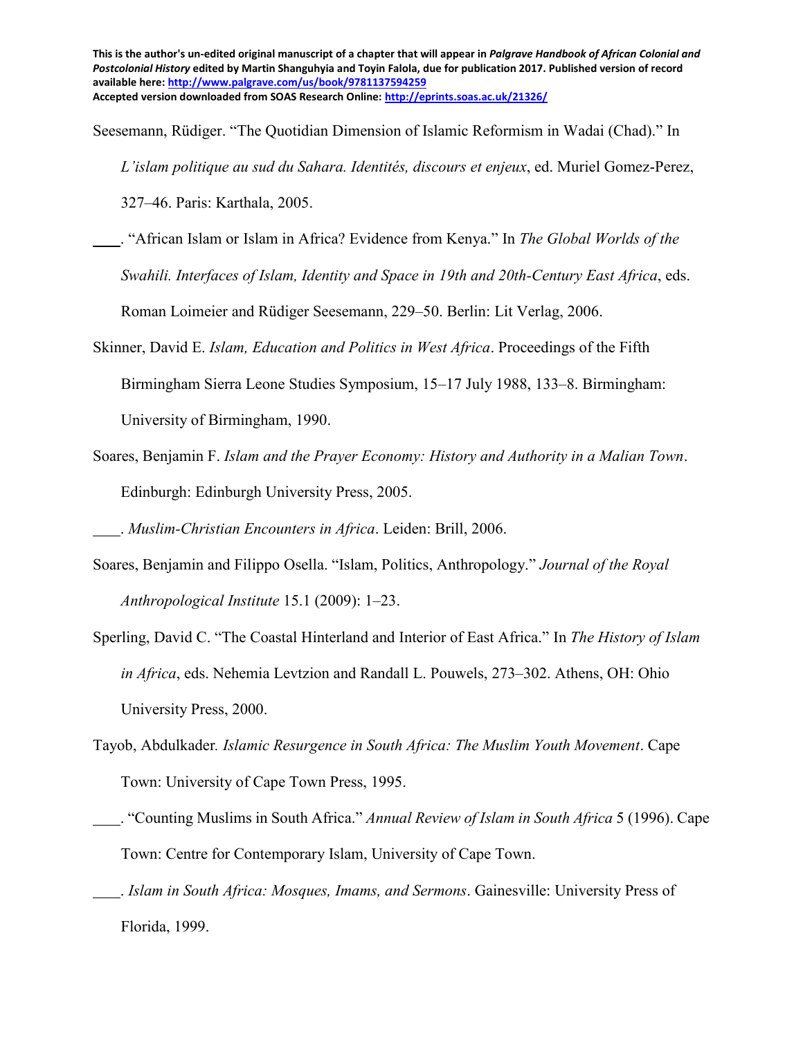Seesemann, Rüdiger. “The Quotidian Dimension of Islamic Reformism in Wadai (Chad).” In *L’islam politique au sud du Sahara. Identités, discours et enjeux*, ed. Muriel Gomez-Perez, 327–46. Paris: Karthala, 2005.

\_\_\_\_. “African Islam or Islam in Africa? Evidence from Kenya.” In *The Global Worlds of the Swahili. Interfaces of Islam, Identity and Space in 19th and 20th-Century East Africa*, eds. Roman Loimeier and Rüdiger Seesemann, 229–50. Berlin: Lit Verlag, 2006.

Skinner, David E. *Islam, Education and Politics in West Africa*. Proceedings of the Fifth Birmingham Sierra Leone Studies Symposium, 15–17 July 1988, 133–8. Birmingham: University of Birmingham, 1990.

Soares, Benjamin F. *Islam and the Prayer Economy: History and Authority in a Malian Town*. Edinburgh: Edinburgh University Press, 2005.

\_\_\_\_. *Muslim-Christian Encounters in Africa*. Leiden: Brill, 2006.

Soares, Benjamin and Filippo Osella. “Islam, Politics, Anthropology.” *Journal of the Royal Anthropological Institute* 15.1 (2009): 1–23.

Sperling, David C. “The Coastal Hinterland and Interior of East Africa.” In *The History of Islam in Africa*, eds. Nehemia Levtzion and Randall L. Pouwels, 273–302. Athens, OH: Ohio University Press, 2000.

Tayob, Abdulkader. *Islamic Resurgence in South Africa: The Muslim Youth Movement*. Cape Town: University of Cape Town Press, 1995.

\_\_\_\_. “Counting Muslims in South Africa.” *Annual Review of Islam in South Africa* 5 (1996). Cape Town: Centre for Contemporary Islam, University of Cape Town.

\_\_\_\_. *Islam in South Africa: Mosques, Imams, and Sermons*. Gainesville: University Press of Florida, 1999.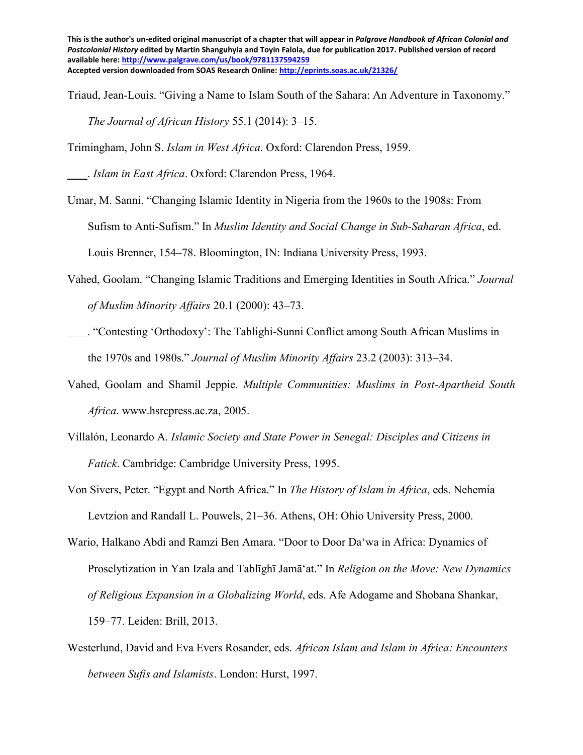Triaud, Jean-Louis. "Giving a Name to Islam South of the Sahara: An Adventure in Taxonomy." *The Journal of African History* 55.1 (2014): 3–15.

Trimingham, John S. *Islam in West Africa*. Oxford: Clarendon Press, 1959.

\_\_\_\_. *Islam in East Africa*. Oxford: Clarendon Press, 1964.

Umar, M. Sanni. "Changing Islamic Identity in Nigeria from the 1960s to the 1908s: From Sufism to Anti-Sufism." In *Muslim Identity and Social Change in Sub-Saharan Africa*, ed. Louis Brenner, 154–78. Bloomington, IN: Indiana University Press, 1993.

Vahed, Goolam. "Changing Islamic Traditions and Emerging Identities in South Africa." *Journal of Muslim Minority Affairs* 20.1 (2000): 43–73.

\_\_\_\_. "Contesting 'Orthodoxy': The Tablighi-Sunni Conflict among South African Muslims in the 1970s and 1980s." *Journal of Muslim Minority Affairs* 23.2 (2003): 313–34.

Vahed, Goolam and Shamil Jeppie. *Multiple Communities: Muslims in Post-Apartheid South Africa*. www.hsrcpress.ac.za, 2005.

Villalón, Leonardo A. *Islamic Society and State Power in Senegal: Disciples and Citizens in Fatick*. Cambridge: Cambridge University Press, 1995.

Von Sivers, Peter. "Egypt and North Africa." In *The History of Islam in Africa*, eds. Nehemia Levtzion and Randall L. Pouwels, 21–36. Athens, OH: Ohio University Press, 2000.

Wario, Halkano Abdi and Ramzi Ben Amara. "Door to Door Daʻwa in Africa: Dynamics of Proselytization in Yan Izala and Tablīghī Jamāʻat." In *Religion on the Move: New Dynamics of Religious Expansion in a Globalizing World*, eds. Afe Adogame and Shobana Shankar, 159–77. Leiden: Brill, 2013.

Westerlund, David and Eva Evers Rosander, eds. *African Islam and Islam in Africa: Encounters between Sufis and Islamists*. London: Hurst, 1997.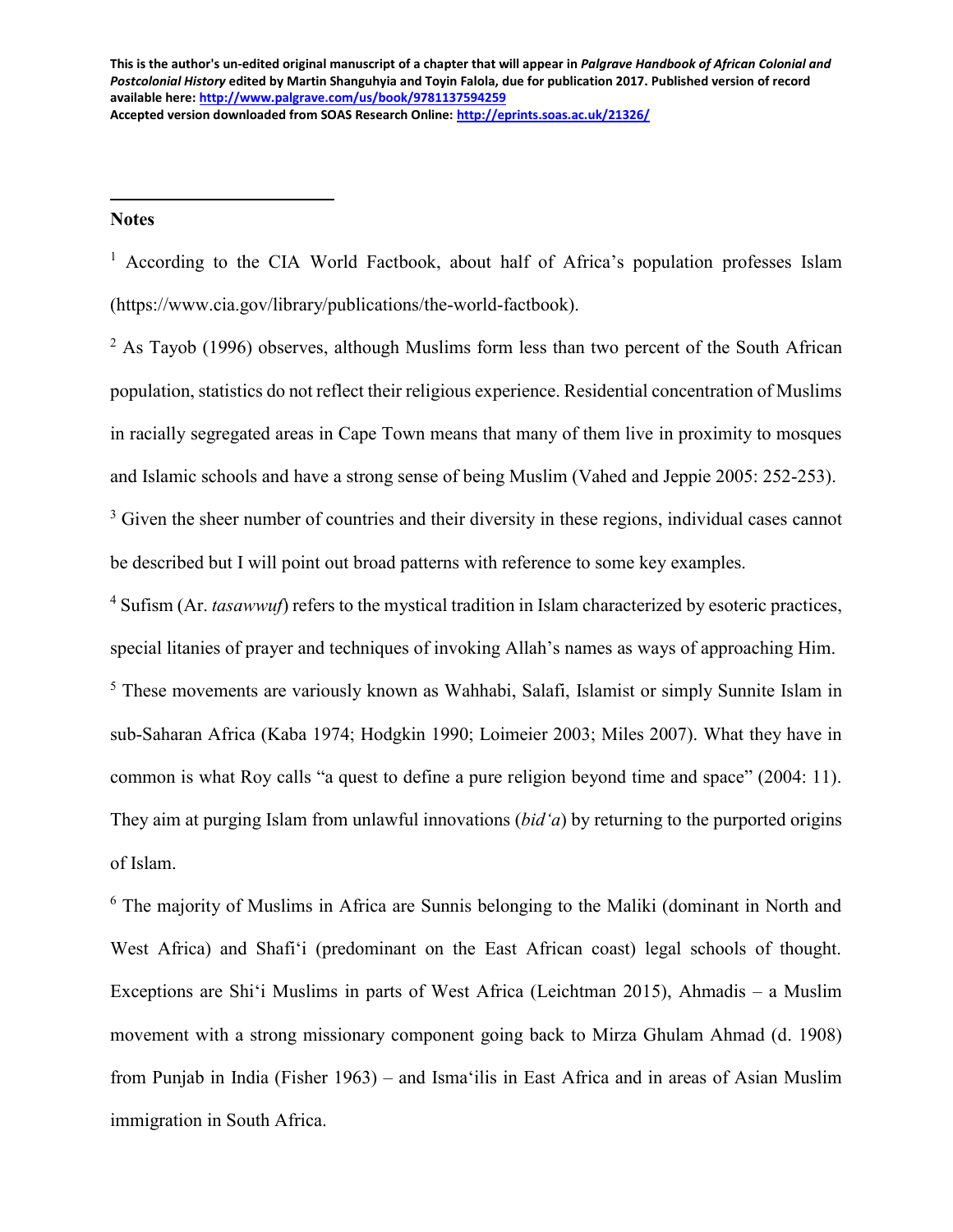This is the author's un-edited original manuscript of a chapter that will appear in *Palgrave Handbook of African Colonial and Postcolonial History* edited by Martin Shanguhyia and Toyin Falola, due for publication 2017. Published version of record available here: http://www.palgrave.com/us/book/9781137594259
Accepted version downloaded from SOAS Research Online: http://eprints.soas.ac.uk/21326/

## Notes

[1] According to the CIA World Factbook, about half of Africa's population professes Islam (https://www.cia.gov/library/publications/the-world-factbook).

[2] As Tayob (1996) observes, although Muslims form less than two percent of the South African population, statistics do not reflect their religious experience. Residential concentration of Muslims in racially segregated areas in Cape Town means that many of them live in proximity to mosques and Islamic schools and have a strong sense of being Muslim (Vahed and Jeppie 2005: 252-253).

[3] Given the sheer number of countries and their diversity in these regions, individual cases cannot be described but I will point out broad patterns with reference to some key examples.

[4] Sufism (Ar. *tasawwuf*) refers to the mystical tradition in Islam characterized by esoteric practices, special litanies of prayer and techniques of invoking Allah's names as ways of approaching Him.

[5] These movements are variously known as Wahhabi, Salafi, Islamist or simply Sunnite Islam in sub-Saharan Africa (Kaba 1974; Hodgkin 1990; Loimeier 2003; Miles 2007). What they have in common is what Roy calls "a quest to define a pure religion beyond time and space" (2004: 11). They aim at purging Islam from unlawful innovations (*bid'a*) by returning to the purported origins of Islam.

[6] The majority of Muslims in Africa are Sunnis belonging to the Maliki (dominant in North and West Africa) and Shafi'i (predominant on the East African coast) legal schools of thought. Exceptions are Shi'i Muslims in parts of West Africa (Leichtman 2015), Ahmadis – a Muslim movement with a strong missionary component going back to Mirza Ghulam Ahmad (d. 1908) from Punjab in India (Fisher 1963) – and Isma'ilis in East Africa and in areas of Asian Muslim immigration in South Africa.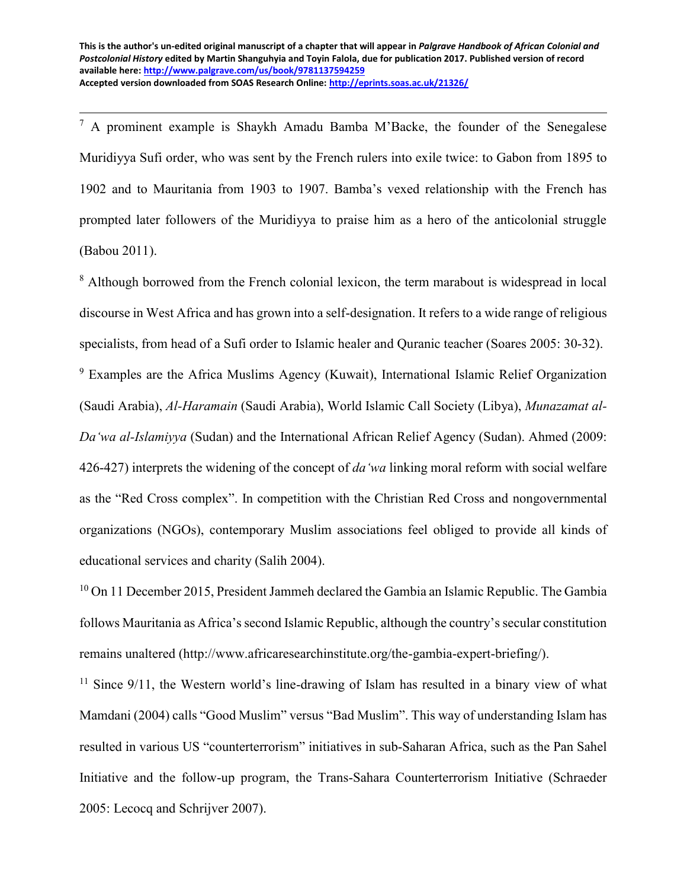[7] A prominent example is Shaykh Amadu Bamba M'Backe, the founder of the Senegalese Muridiyya Sufi order, who was sent by the French rulers into exile twice: to Gabon from 1895 to 1902 and to Mauritania from 1903 to 1907. Bamba's vexed relationship with the French has prompted later followers of the Muridiyya to praise him as a hero of the anticolonial struggle (Babou 2011).

[8] Although borrowed from the French colonial lexicon, the term marabout is widespread in local discourse in West Africa and has grown into a self-designation. It refers to a wide range of religious specialists, from head of a Sufi order to Islamic healer and Quranic teacher (Soares 2005: 30-32).

[9] Examples are the Africa Muslims Agency (Kuwait), International Islamic Relief Organization (Saudi Arabia), *Al-Haramain* (Saudi Arabia), World Islamic Call Society (Libya), *Munazamat al-Da'wa al-Islamiyya* (Sudan) and the International African Relief Agency (Sudan). Ahmed (2009: 426-427) interprets the widening of the concept of *da'wa* linking moral reform with social welfare as the "Red Cross complex". In competition with the Christian Red Cross and nongovernmental organizations (NGOs), contemporary Muslim associations feel obliged to provide all kinds of educational services and charity (Salih 2004).

[10] On 11 December 2015, President Jammeh declared the Gambia an Islamic Republic. The Gambia follows Mauritania as Africa's second Islamic Republic, although the country's secular constitution remains unaltered (http://www.africaresearchinstitute.org/the-gambia-expert-briefing/).

[11] Since 9/11, the Western world's line-drawing of Islam has resulted in a binary view of what Mamdani (2004) calls "Good Muslim" versus "Bad Muslim". This way of understanding Islam has resulted in various US "counterterrorism" initiatives in sub-Saharan Africa, such as the Pan Sahel Initiative and the follow-up program, the Trans-Sahara Counterterrorism Initiative (Schraeder 2005: Lecocq and Schrijver 2007).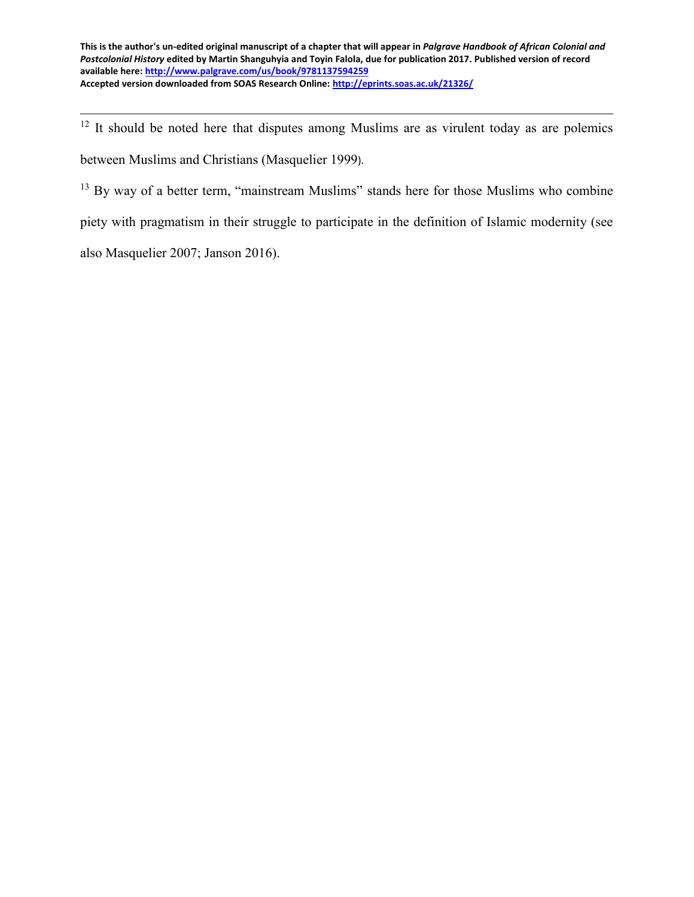[12] It should be noted here that disputes among Muslims are as virulent today as are polemics between Muslims and Christians (Masquelier 1999).

[13] By way of a better term, "mainstream Muslims" stands here for those Muslims who combine piety with pragmatism in their struggle to participate in the definition of Islamic modernity (see also Masquelier 2007; Janson 2016).